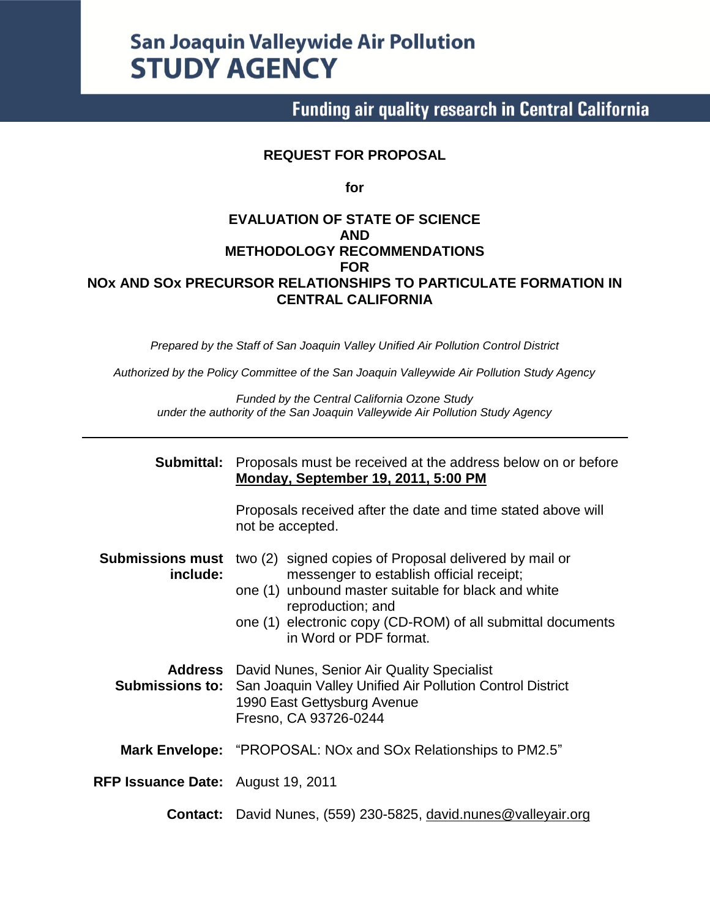**San Joaquin Valleywide Air Pollution**
**STUDY AGENCY**

**Funding air quality research in Central California**

# REQUEST FOR PROPOSAL

**for**

# EVALUATION OF STATE OF SCIENCE AND METHODOLOGY RECOMMENDATIONS FOR NOx AND SOx PRECURSOR RELATIONSHIPS TO PARTICULATE FORMATION IN CENTRAL CALIFORNIA

*Prepared by the Staff of San Joaquin Valley Unified Air Pollution Control District*

*Authorized by the Policy Committee of the San Joaquin Valleywide Air Pollution Study Agency*

*Funded by the Central California Ozone Study under the authority of the San Joaquin Valleywide Air Pollution Study Agency*

---

**Submittal:** Proposals must be received at the address below on or before **Monday, September 19, 2011, 5:00 PM**

Proposals received after the date and time stated above will not be accepted.

**Submissions must include:**
- two (2) signed copies of Proposal delivered by mail or messenger to establish official receipt;
- one (1) unbound master suitable for black and white reproduction; and
- one (1) electronic copy (CD-ROM) of all submittal documents in Word or PDF format.

**Address Submissions to:**
David Nunes, Senior Air Quality Specialist
San Joaquin Valley Unified Air Pollution Control District
1990 East Gettysburg Avenue
Fresno, CA 93726-0244

**Mark Envelope:** "PROPOSAL: NOx and SOx Relationships to PM2.5"

**RFP Issuance Date:** August 19, 2011

**Contact:** David Nunes, (559) 230-5825, david.nunes@valleyair.org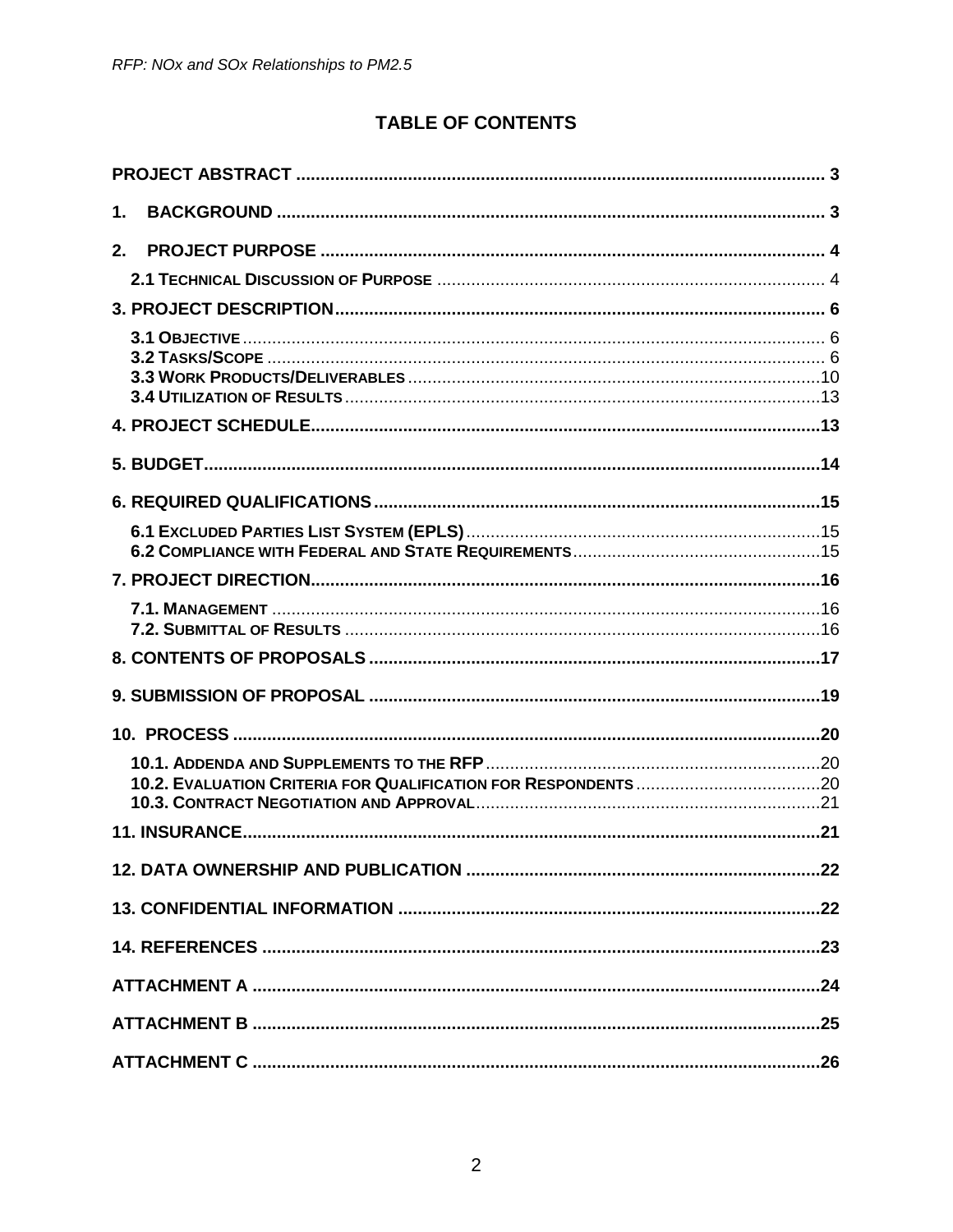# TABLE OF CONTENTS

PROJECT ABSTRACT ..... 3

1. BACKGROUND ..... 3

2. PROJECT PURPOSE ..... 4

   2.1 TECHNICAL DISCUSSION OF PURPOSE ..... 4

3. PROJECT DESCRIPTION ..... 6

   3.1 OBJECTIVE ..... 6
   3.2 TASKS/SCOPE ..... 6
   3.3 WORK PRODUCTS/DELIVERABLES ..... 10
   3.4 UTILIZATION OF RESULTS ..... 13

4. PROJECT SCHEDULE ..... 13

5. BUDGET ..... 14

6. REQUIRED QUALIFICATIONS ..... 15

   6.1 EXCLUDED PARTIES LIST SYSTEM (EPLS) ..... 15
   6.2 COMPLIANCE WITH FEDERAL AND STATE REQUIREMENTS ..... 15

7. PROJECT DIRECTION ..... 16

   7.1. MANAGEMENT ..... 16
   7.2. SUBMITTAL OF RESULTS ..... 16

8. CONTENTS OF PROPOSALS ..... 17

9. SUBMISSION OF PROPOSAL ..... 19

10. PROCESS ..... 20

   10.1. ADDENDA AND SUPPLEMENTS TO THE RFP ..... 20
   10.2. EVALUATION CRITERIA FOR QUALIFICATION FOR RESPONDENTS ..... 20
   10.3. CONTRACT NEGOTIATION AND APPROVAL ..... 21

11. INSURANCE ..... 21

12. DATA OWNERSHIP AND PUBLICATION ..... 22

13. CONFIDENTIAL INFORMATION ..... 22

14. REFERENCES ..... 23

ATTACHMENT A ..... 24

ATTACHMENT B ..... 25

ATTACHMENT C ..... 26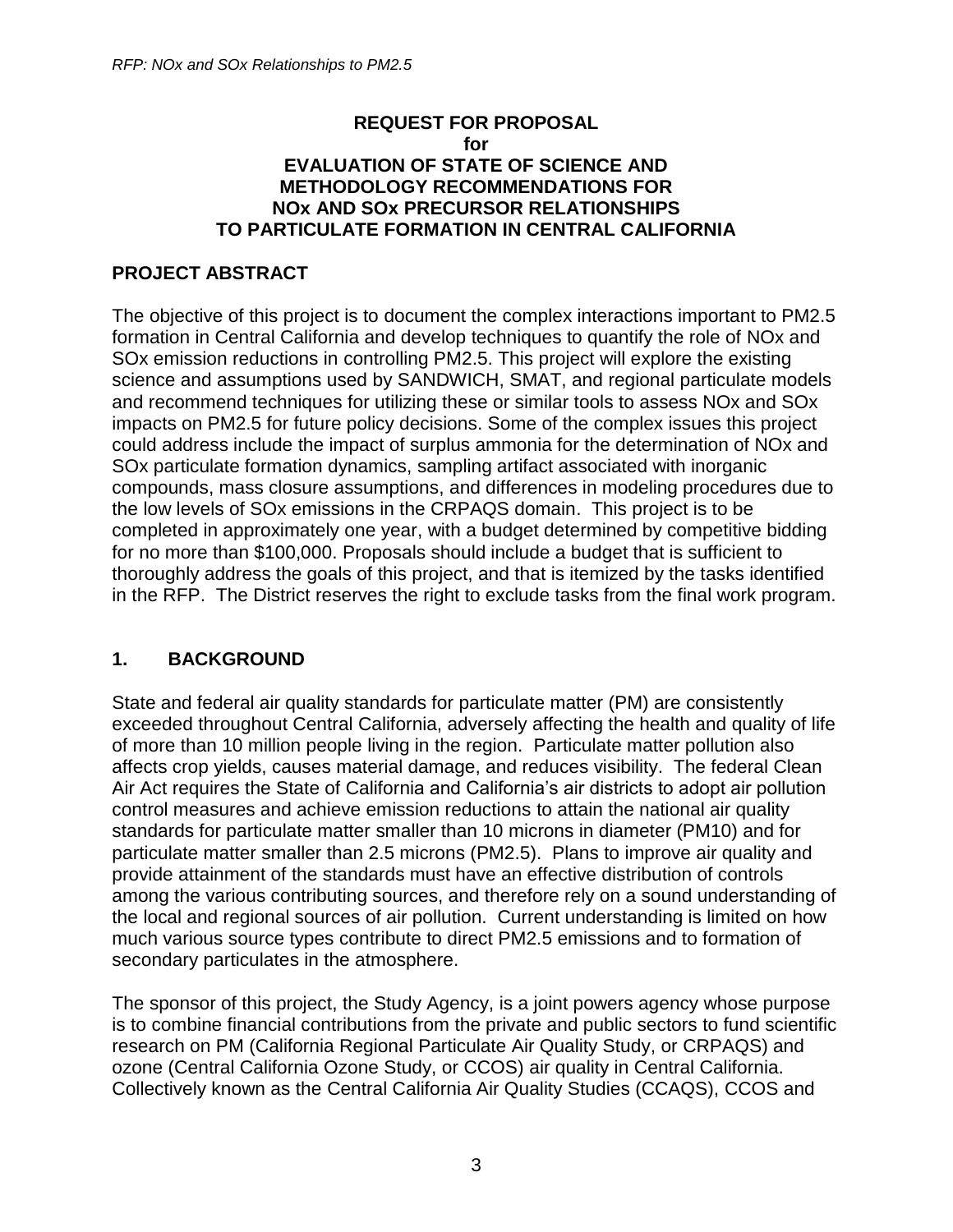**REQUEST FOR PROPOSAL**
**for**
**EVALUATION OF STATE OF SCIENCE AND METHODOLOGY RECOMMENDATIONS FOR NOx AND SOx PRECURSOR RELATIONSHIPS TO PARTICULATE FORMATION IN CENTRAL CALIFORNIA**

## PROJECT ABSTRACT

The objective of this project is to document the complex interactions important to PM2.5 formation in Central California and develop techniques to quantify the role of NOx and SOx emission reductions in controlling PM2.5. This project will explore the existing science and assumptions used by SANDWICH, SMAT, and regional particulate models and recommend techniques for utilizing these or similar tools to assess NOx and SOx impacts on PM2.5 for future policy decisions. Some of the complex issues this project could address include the impact of surplus ammonia for the determination of NOx and SOx particulate formation dynamics, sampling artifact associated with inorganic compounds, mass closure assumptions, and differences in modeling procedures due to the low levels of SOx emissions in the CRPAQS domain. This project is to be completed in approximately one year, with a budget determined by competitive bidding for no more than $100,000. Proposals should include a budget that is sufficient to thoroughly address the goals of this project, and that is itemized by the tasks identified in the RFP. The District reserves the right to exclude tasks from the final work program.

## 1. BACKGROUND

State and federal air quality standards for particulate matter (PM) are consistently exceeded throughout Central California, adversely affecting the health and quality of life of more than 10 million people living in the region. Particulate matter pollution also affects crop yields, causes material damage, and reduces visibility. The federal Clean Air Act requires the State of California and California's air districts to adopt air pollution control measures and achieve emission reductions to attain the national air quality standards for particulate matter smaller than 10 microns in diameter (PM10) and for particulate matter smaller than 2.5 microns (PM2.5). Plans to improve air quality and provide attainment of the standards must have an effective distribution of controls among the various contributing sources, and therefore rely on a sound understanding of the local and regional sources of air pollution. Current understanding is limited on how much various source types contribute to direct PM2.5 emissions and to formation of secondary particulates in the atmosphere.

The sponsor of this project, the Study Agency, is a joint powers agency whose purpose is to combine financial contributions from the private and public sectors to fund scientific research on PM (California Regional Particulate Air Quality Study, or CRPAQS) and ozone (Central California Ozone Study, or CCOS) air quality in Central California. Collectively known as the Central California Air Quality Studies (CCAQS), CCOS and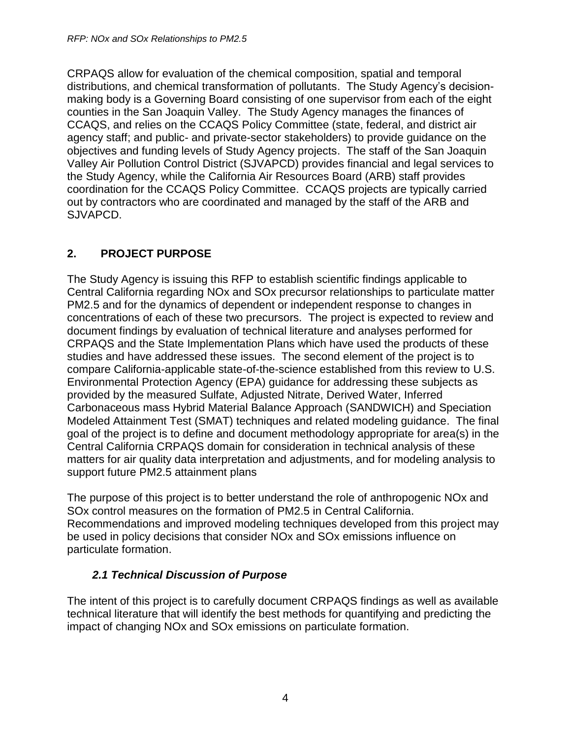CRPAQS allow for evaluation of the chemical composition, spatial and temporal distributions, and chemical transformation of pollutants. The Study Agency's decision-making body is a Governing Board consisting of one supervisor from each of the eight counties in the San Joaquin Valley. The Study Agency manages the finances of CCAQS, and relies on the CCAQS Policy Committee (state, federal, and district air agency staff; and public- and private-sector stakeholders) to provide guidance on the objectives and funding levels of Study Agency projects. The staff of the San Joaquin Valley Air Pollution Control District (SJVAPCD) provides financial and legal services to the Study Agency, while the California Air Resources Board (ARB) staff provides coordination for the CCAQS Policy Committee. CCAQS projects are typically carried out by contractors who are coordinated and managed by the staff of the ARB and SJVAPCD.

## 2. PROJECT PURPOSE

The Study Agency is issuing this RFP to establish scientific findings applicable to Central California regarding NOx and SOx precursor relationships to particulate matter PM2.5 and for the dynamics of dependent or independent response to changes in concentrations of each of these two precursors. The project is expected to review and document findings by evaluation of technical literature and analyses performed for CRPAQS and the State Implementation Plans which have used the products of these studies and have addressed these issues. The second element of the project is to compare California-applicable state-of-the-science established from this review to U.S. Environmental Protection Agency (EPA) guidance for addressing these subjects as provided by the measured Sulfate, Adjusted Nitrate, Derived Water, Inferred Carbonaceous mass Hybrid Material Balance Approach (SANDWICH) and Speciation Modeled Attainment Test (SMAT) techniques and related modeling guidance. The final goal of the project is to define and document methodology appropriate for area(s) in the Central California CRPAQS domain for consideration in technical analysis of these matters for air quality data interpretation and adjustments, and for modeling analysis to support future PM2.5 attainment plans

The purpose of this project is to better understand the role of anthropogenic NOx and SOx control measures on the formation of PM2.5 in Central California. Recommendations and improved modeling techniques developed from this project may be used in policy decisions that consider NOx and SOx emissions influence on particulate formation.

### *2.1 Technical Discussion of Purpose*

The intent of this project is to carefully document CRPAQS findings as well as available technical literature that will identify the best methods for quantifying and predicting the impact of changing NOx and SOx emissions on particulate formation.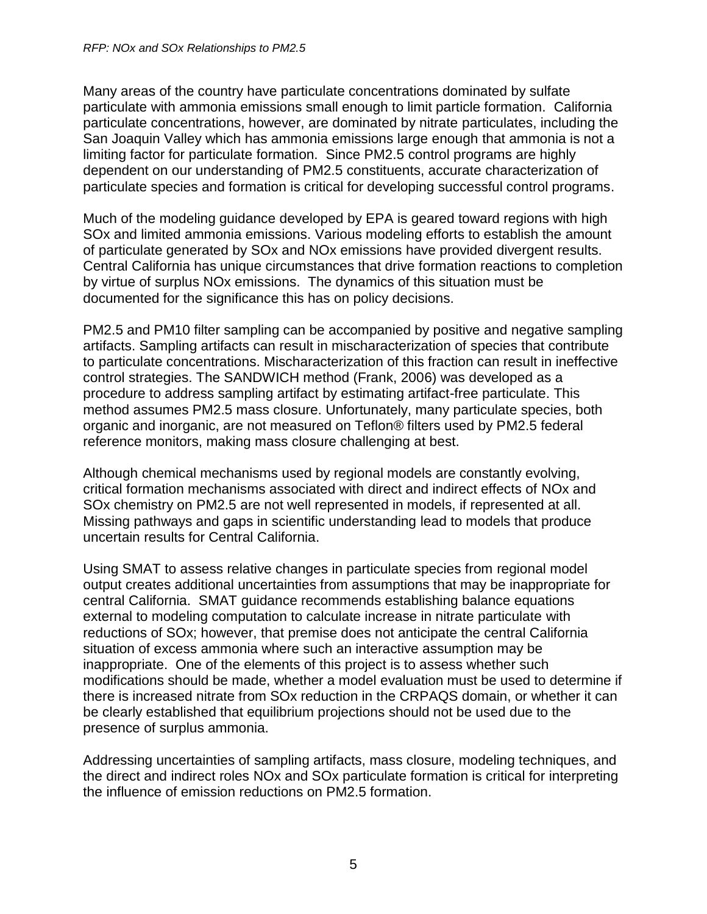Many areas of the country have particulate concentrations dominated by sulfate particulate with ammonia emissions small enough to limit particle formation. California particulate concentrations, however, are dominated by nitrate particulates, including the San Joaquin Valley which has ammonia emissions large enough that ammonia is not a limiting factor for particulate formation. Since PM2.5 control programs are highly dependent on our understanding of PM2.5 constituents, accurate characterization of particulate species and formation is critical for developing successful control programs.

Much of the modeling guidance developed by EPA is geared toward regions with high SOx and limited ammonia emissions. Various modeling efforts to establish the amount of particulate generated by SOx and NOx emissions have provided divergent results. Central California has unique circumstances that drive formation reactions to completion by virtue of surplus NOx emissions. The dynamics of this situation must be documented for the significance this has on policy decisions.

PM2.5 and PM10 filter sampling can be accompanied by positive and negative sampling artifacts. Sampling artifacts can result in mischaracterization of species that contribute to particulate concentrations. Mischaracterization of this fraction can result in ineffective control strategies. The SANDWICH method (Frank, 2006) was developed as a procedure to address sampling artifact by estimating artifact-free particulate. This method assumes PM2.5 mass closure. Unfortunately, many particulate species, both organic and inorganic, are not measured on Teflon® filters used by PM2.5 federal reference monitors, making mass closure challenging at best.

Although chemical mechanisms used by regional models are constantly evolving, critical formation mechanisms associated with direct and indirect effects of NOx and SOx chemistry on PM2.5 are not well represented in models, if represented at all. Missing pathways and gaps in scientific understanding lead to models that produce uncertain results for Central California.

Using SMAT to assess relative changes in particulate species from regional model output creates additional uncertainties from assumptions that may be inappropriate for central California. SMAT guidance recommends establishing balance equations external to modeling computation to calculate increase in nitrate particulate with reductions of SOx; however, that premise does not anticipate the central California situation of excess ammonia where such an interactive assumption may be inappropriate. One of the elements of this project is to assess whether such modifications should be made, whether a model evaluation must be used to determine if there is increased nitrate from SOx reduction in the CRPAQS domain, or whether it can be clearly established that equilibrium projections should not be used due to the presence of surplus ammonia.

Addressing uncertainties of sampling artifacts, mass closure, modeling techniques, and the direct and indirect roles NOx and SOx particulate formation is critical for interpreting the influence of emission reductions on PM2.5 formation.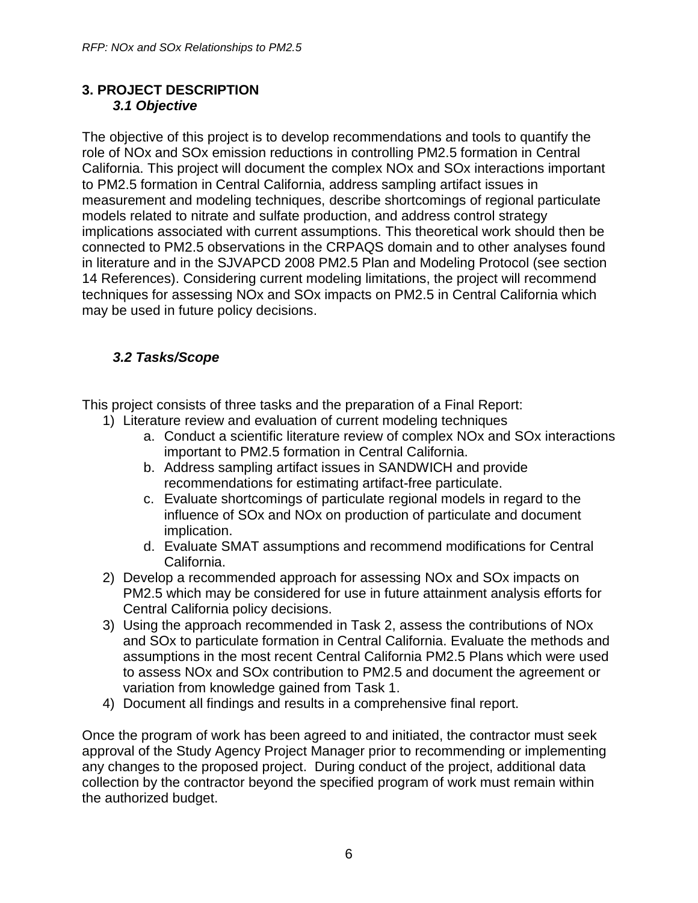## 3. PROJECT DESCRIPTION

### *3.1 Objective*

The objective of this project is to develop recommendations and tools to quantify the role of NOx and SOx emission reductions in controlling PM2.5 formation in Central California. This project will document the complex NOx and SOx interactions important to PM2.5 formation in Central California, address sampling artifact issues in measurement and modeling techniques, describe shortcomings of regional particulate models related to nitrate and sulfate production, and address control strategy implications associated with current assumptions. This theoretical work should then be connected to PM2.5 observations in the CRPAQS domain and to other analyses found in literature and in the SJVAPCD 2008 PM2.5 Plan and Modeling Protocol (see section 14 References). Considering current modeling limitations, the project will recommend techniques for assessing NOx and SOx impacts on PM2.5 in Central California which may be used in future policy decisions.

### *3.2 Tasks/Scope*

This project consists of three tasks and the preparation of a Final Report:

1) Literature review and evaluation of current modeling techniques
   a. Conduct a scientific literature review of complex NOx and SOx interactions important to PM2.5 formation in Central California.
   b. Address sampling artifact issues in SANDWICH and provide recommendations for estimating artifact-free particulate.
   c. Evaluate shortcomings of particulate regional models in regard to the influence of SOx and NOx on production of particulate and document implication.
   d. Evaluate SMAT assumptions and recommend modifications for Central California.
2) Develop a recommended approach for assessing NOx and SOx impacts on PM2.5 which may be considered for use in future attainment analysis efforts for Central California policy decisions.
3) Using the approach recommended in Task 2, assess the contributions of NOx and SOx to particulate formation in Central California. Evaluate the methods and assumptions in the most recent Central California PM2.5 Plans which were used to assess NOx and SOx contribution to PM2.5 and document the agreement or variation from knowledge gained from Task 1.
4) Document all findings and results in a comprehensive final report.

Once the program of work has been agreed to and initiated, the contractor must seek approval of the Study Agency Project Manager prior to recommending or implementing any changes to the proposed project. During conduct of the project, additional data collection by the contractor beyond the specified program of work must remain within the authorized budget.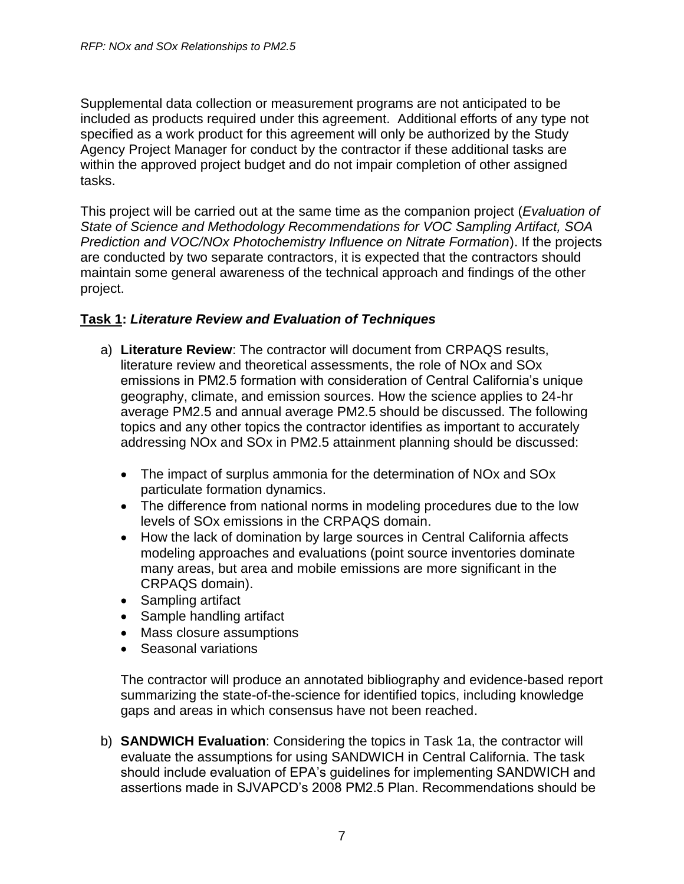Supplemental data collection or measurement programs are not anticipated to be included as products required under this agreement. Additional efforts of any type not specified as a work product for this agreement will only be authorized by the Study Agency Project Manager for conduct by the contractor if these additional tasks are within the approved project budget and do not impair completion of other assigned tasks.

This project will be carried out at the same time as the companion project (*Evaluation of State of Science and Methodology Recommendations for VOC Sampling Artifact, SOA Prediction and VOC/NOx Photochemistry Influence on Nitrate Formation*). If the projects are conducted by two separate contractors, it is expected that the contractors should maintain some general awareness of the technical approach and findings of the other project.

**Task 1:** ***Literature Review and Evaluation of Techniques***

a) **Literature Review**: The contractor will document from CRPAQS results, literature review and theoretical assessments, the role of NOx and SOx emissions in PM2.5 formation with consideration of Central California's unique geography, climate, and emission sources. How the science applies to 24-hr average PM2.5 and annual average PM2.5 should be discussed. The following topics and any other topics the contractor identifies as important to accurately addressing NOx and SOx in PM2.5 attainment planning should be discussed:

   - The impact of surplus ammonia for the determination of NOx and SOx particulate formation dynamics.
   - The difference from national norms in modeling procedures due to the low levels of SOx emissions in the CRPAQS domain.
   - How the lack of domination by large sources in Central California affects modeling approaches and evaluations (point source inventories dominate many areas, but area and mobile emissions are more significant in the CRPAQS domain).
   - Sampling artifact
   - Sample handling artifact
   - Mass closure assumptions
   - Seasonal variations

   The contractor will produce an annotated bibliography and evidence-based report summarizing the state-of-the-science for identified topics, including knowledge gaps and areas in which consensus have not been reached.

b) **SANDWICH Evaluation**: Considering the topics in Task 1a, the contractor will evaluate the assumptions for using SANDWICH in Central California. The task should include evaluation of EPA's guidelines for implementing SANDWICH and assertions made in SJVAPCD's 2008 PM2.5 Plan. Recommendations should be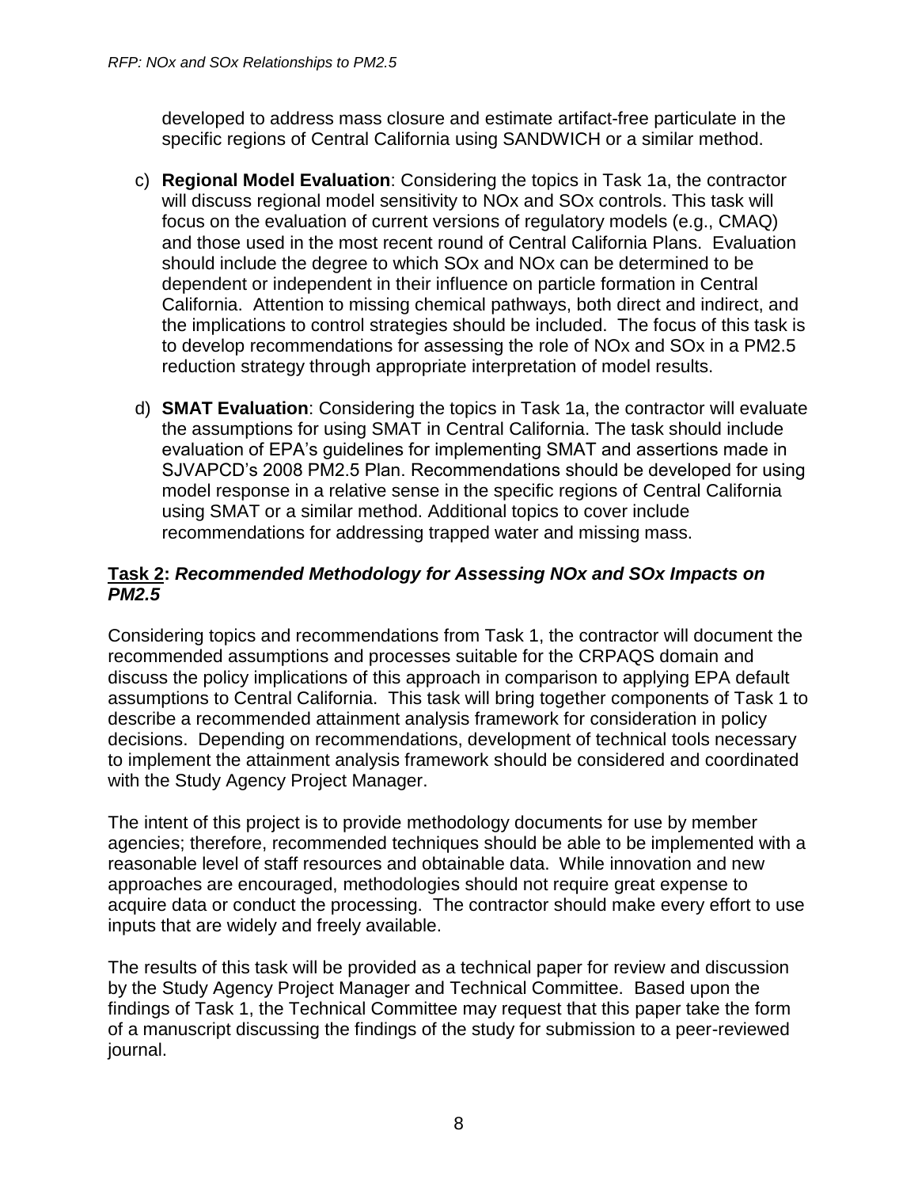developed to address mass closure and estimate artifact-free particulate in the specific regions of Central California using SANDWICH or a similar method.

c) **Regional Model Evaluation**: Considering the topics in Task 1a, the contractor will discuss regional model sensitivity to NOx and SOx controls. This task will focus on the evaluation of current versions of regulatory models (e.g., CMAQ) and those used in the most recent round of Central California Plans. Evaluation should include the degree to which SOx and NOx can be determined to be dependent or independent in their influence on particle formation in Central California. Attention to missing chemical pathways, both direct and indirect, and the implications to control strategies should be included. The focus of this task is to develop recommendations for assessing the role of NOx and SOx in a PM2.5 reduction strategy through appropriate interpretation of model results.

d) **SMAT Evaluation**: Considering the topics in Task 1a, the contractor will evaluate the assumptions for using SMAT in Central California. The task should include evaluation of EPA's guidelines for implementing SMAT and assertions made in SJVAPCD's 2008 PM2.5 Plan. Recommendations should be developed for using model response in a relative sense in the specific regions of Central California using SMAT or a similar method. Additional topics to cover include recommendations for addressing trapped water and missing mass.

**Task 2: *Recommended Methodology for Assessing NOx and SOx Impacts on PM2.5***

Considering topics and recommendations from Task 1, the contractor will document the recommended assumptions and processes suitable for the CRPAQS domain and discuss the policy implications of this approach in comparison to applying EPA default assumptions to Central California. This task will bring together components of Task 1 to describe a recommended attainment analysis framework for consideration in policy decisions. Depending on recommendations, development of technical tools necessary to implement the attainment analysis framework should be considered and coordinated with the Study Agency Project Manager.

The intent of this project is to provide methodology documents for use by member agencies; therefore, recommended techniques should be able to be implemented with a reasonable level of staff resources and obtainable data. While innovation and new approaches are encouraged, methodologies should not require great expense to acquire data or conduct the processing. The contractor should make every effort to use inputs that are widely and freely available.

The results of this task will be provided as a technical paper for review and discussion by the Study Agency Project Manager and Technical Committee. Based upon the findings of Task 1, the Technical Committee may request that this paper take the form of a manuscript discussing the findings of the study for submission to a peer-reviewed journal.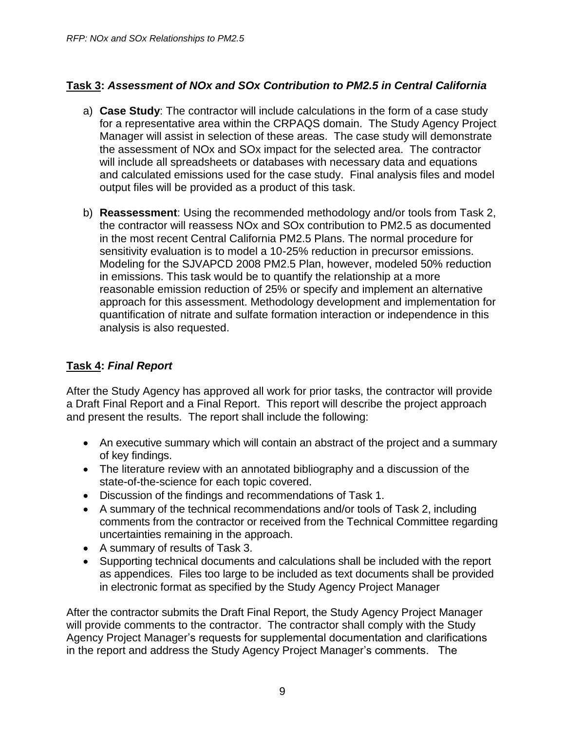## **Task 3:** ***Assessment of NOx and SOx Contribution to PM2.5 in Central California***

a) **Case Study**: The contractor will include calculations in the form of a case study for a representative area within the CRPAQS domain. The Study Agency Project Manager will assist in selection of these areas. The case study will demonstrate the assessment of NOx and SOx impact for the selected area. The contractor will include all spreadsheets or databases with necessary data and equations and calculated emissions used for the case study. Final analysis files and model output files will be provided as a product of this task.

b) **Reassessment**: Using the recommended methodology and/or tools from Task 2, the contractor will reassess NOx and SOx contribution to PM2.5 as documented in the most recent Central California PM2.5 Plans. The normal procedure for sensitivity evaluation is to model a 10-25% reduction in precursor emissions. Modeling for the SJVAPCD 2008 PM2.5 Plan, however, modeled 50% reduction in emissions. This task would be to quantify the relationship at a more reasonable emission reduction of 25% or specify and implement an alternative approach for this assessment. Methodology development and implementation for quantification of nitrate and sulfate formation interaction or independence in this analysis is also requested.

## **Task 4:** ***Final Report***

After the Study Agency has approved all work for prior tasks, the contractor will provide a Draft Final Report and a Final Report. This report will describe the project approach and present the results. The report shall include the following:

- An executive summary which will contain an abstract of the project and a summary of key findings.
- The literature review with an annotated bibliography and a discussion of the state-of-the-science for each topic covered.
- Discussion of the findings and recommendations of Task 1.
- A summary of the technical recommendations and/or tools of Task 2, including comments from the contractor or received from the Technical Committee regarding uncertainties remaining in the approach.
- A summary of results of Task 3.
- Supporting technical documents and calculations shall be included with the report as appendices. Files too large to be included as text documents shall be provided in electronic format as specified by the Study Agency Project Manager

After the contractor submits the Draft Final Report, the Study Agency Project Manager will provide comments to the contractor. The contractor shall comply with the Study Agency Project Manager's requests for supplemental documentation and clarifications in the report and address the Study Agency Project Manager's comments. The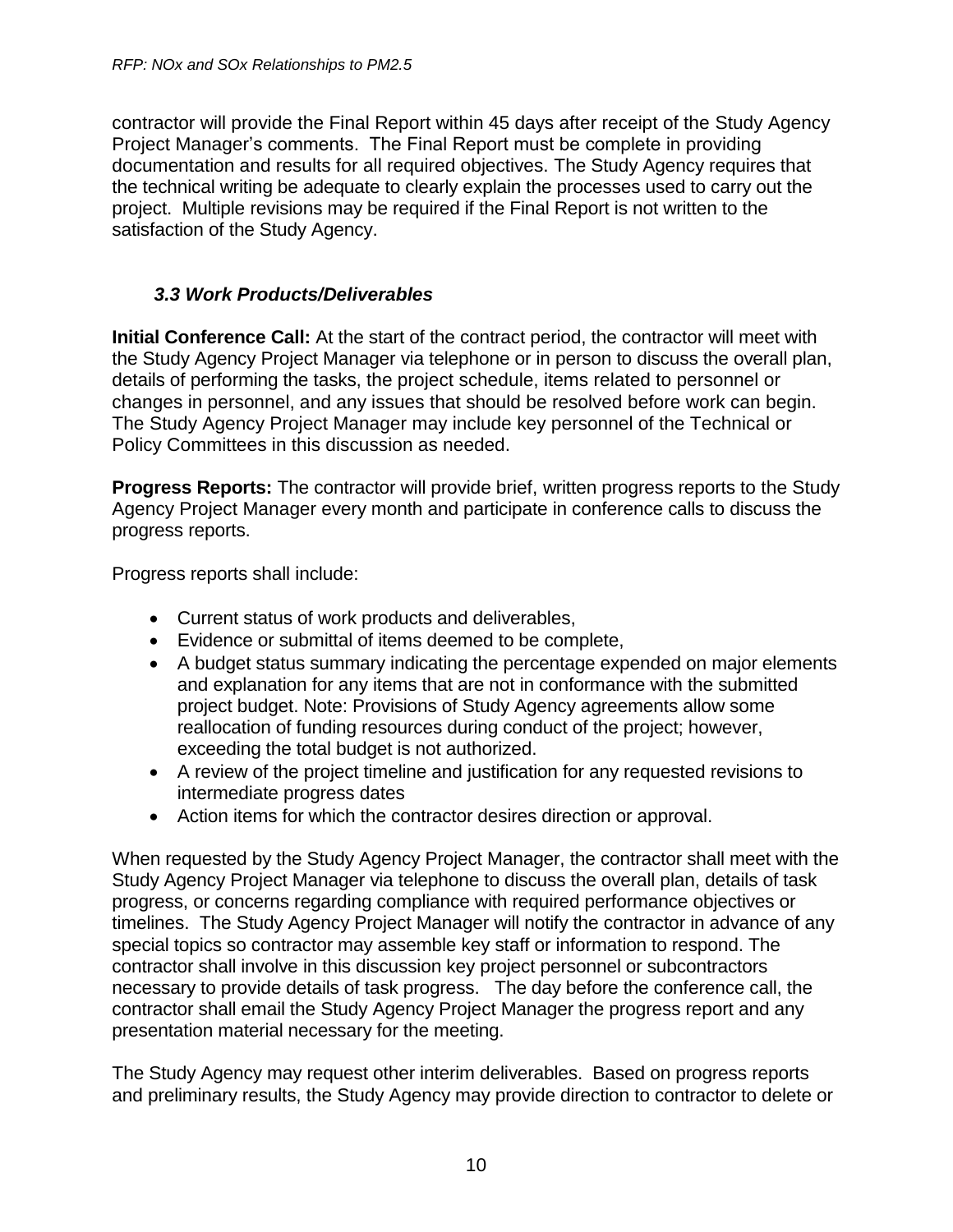contractor will provide the Final Report within 45 days after receipt of the Study Agency Project Manager's comments. The Final Report must be complete in providing documentation and results for all required objectives. The Study Agency requires that the technical writing be adequate to clearly explain the processes used to carry out the project. Multiple revisions may be required if the Final Report is not written to the satisfaction of the Study Agency.

### *3.3 Work Products/Deliverables*

**Initial Conference Call:** At the start of the contract period, the contractor will meet with the Study Agency Project Manager via telephone or in person to discuss the overall plan, details of performing the tasks, the project schedule, items related to personnel or changes in personnel, and any issues that should be resolved before work can begin. The Study Agency Project Manager may include key personnel of the Technical or Policy Committees in this discussion as needed.

**Progress Reports:** The contractor will provide brief, written progress reports to the Study Agency Project Manager every month and participate in conference calls to discuss the progress reports.

Progress reports shall include:

- Current status of work products and deliverables,
- Evidence or submittal of items deemed to be complete,
- A budget status summary indicating the percentage expended on major elements and explanation for any items that are not in conformance with the submitted project budget. Note: Provisions of Study Agency agreements allow some reallocation of funding resources during conduct of the project; however, exceeding the total budget is not authorized.
- A review of the project timeline and justification for any requested revisions to intermediate progress dates
- Action items for which the contractor desires direction or approval.

When requested by the Study Agency Project Manager, the contractor shall meet with the Study Agency Project Manager via telephone to discuss the overall plan, details of task progress, or concerns regarding compliance with required performance objectives or timelines. The Study Agency Project Manager will notify the contractor in advance of any special topics so contractor may assemble key staff or information to respond. The contractor shall involve in this discussion key project personnel or subcontractors necessary to provide details of task progress. The day before the conference call, the contractor shall email the Study Agency Project Manager the progress report and any presentation material necessary for the meeting.

The Study Agency may request other interim deliverables. Based on progress reports and preliminary results, the Study Agency may provide direction to contractor to delete or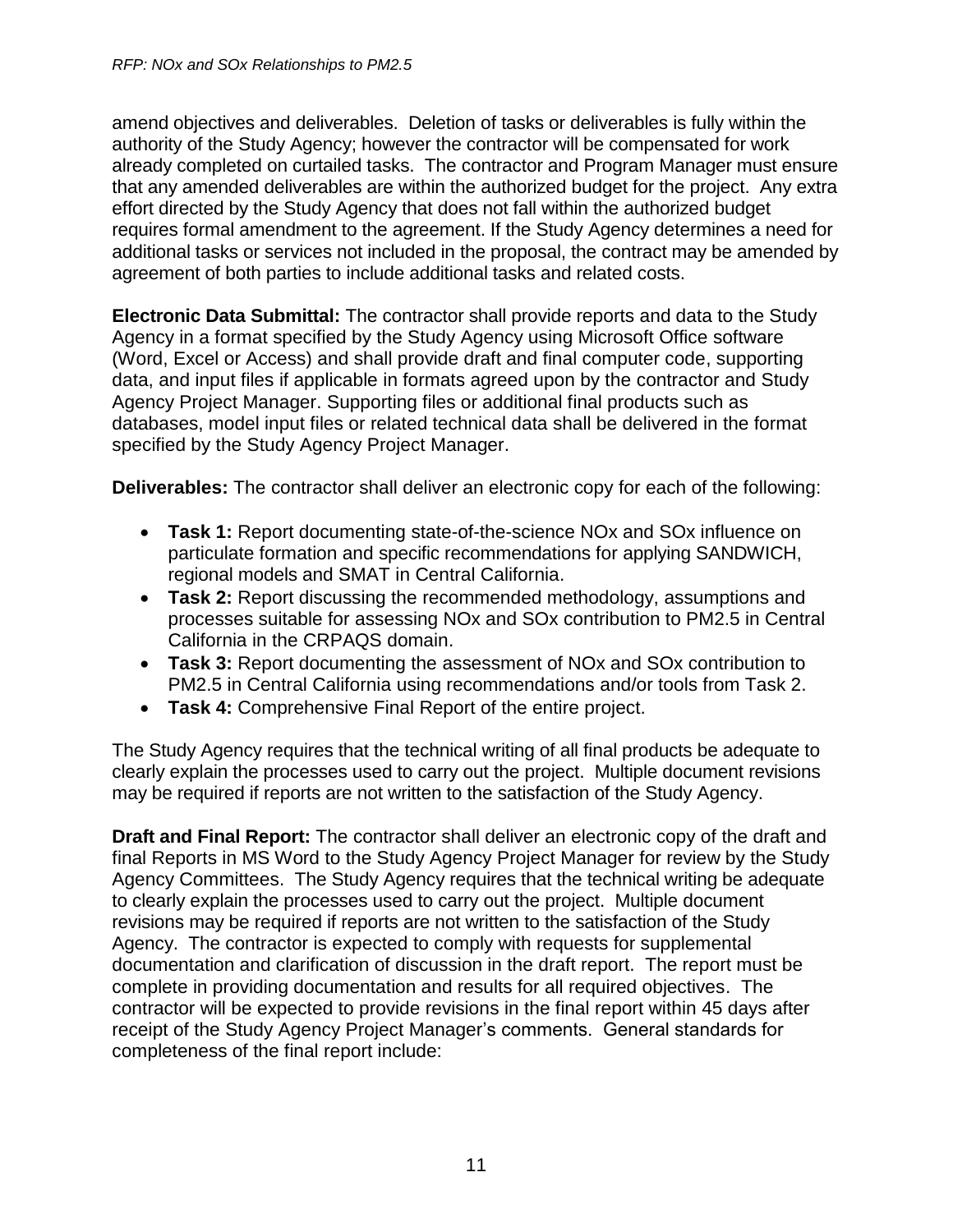amend objectives and deliverables. Deletion of tasks or deliverables is fully within the authority of the Study Agency; however the contractor will be compensated for work already completed on curtailed tasks. The contractor and Program Manager must ensure that any amended deliverables are within the authorized budget for the project. Any extra effort directed by the Study Agency that does not fall within the authorized budget requires formal amendment to the agreement. If the Study Agency determines a need for additional tasks or services not included in the proposal, the contract may be amended by agreement of both parties to include additional tasks and related costs.

**Electronic Data Submittal:** The contractor shall provide reports and data to the Study Agency in a format specified by the Study Agency using Microsoft Office software (Word, Excel or Access) and shall provide draft and final computer code, supporting data, and input files if applicable in formats agreed upon by the contractor and Study Agency Project Manager. Supporting files or additional final products such as databases, model input files or related technical data shall be delivered in the format specified by the Study Agency Project Manager.

**Deliverables:** The contractor shall deliver an electronic copy for each of the following:

- **Task 1:** Report documenting state-of-the-science NOx and SOx influence on particulate formation and specific recommendations for applying SANDWICH, regional models and SMAT in Central California.
- **Task 2:** Report discussing the recommended methodology, assumptions and processes suitable for assessing NOx and SOx contribution to PM2.5 in Central California in the CRPAQS domain.
- **Task 3:** Report documenting the assessment of NOx and SOx contribution to PM2.5 in Central California using recommendations and/or tools from Task 2.
- **Task 4:** Comprehensive Final Report of the entire project.

The Study Agency requires that the technical writing of all final products be adequate to clearly explain the processes used to carry out the project. Multiple document revisions may be required if reports are not written to the satisfaction of the Study Agency.

**Draft and Final Report:** The contractor shall deliver an electronic copy of the draft and final Reports in MS Word to the Study Agency Project Manager for review by the Study Agency Committees. The Study Agency requires that the technical writing be adequate to clearly explain the processes used to carry out the project. Multiple document revisions may be required if reports are not written to the satisfaction of the Study Agency. The contractor is expected to comply with requests for supplemental documentation and clarification of discussion in the draft report. The report must be complete in providing documentation and results for all required objectives. The contractor will be expected to provide revisions in the final report within 45 days after receipt of the Study Agency Project Manager's comments. General standards for completeness of the final report include: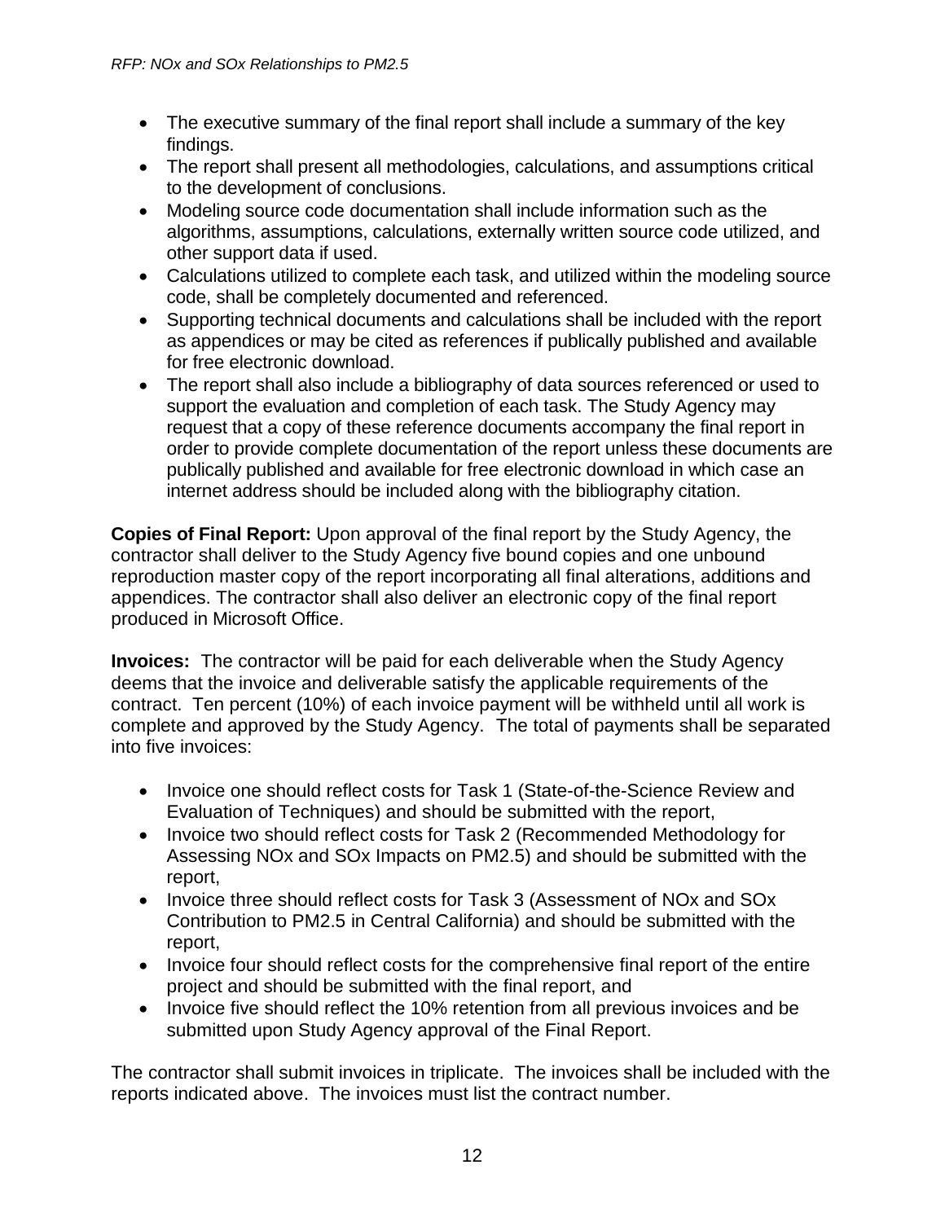- The executive summary of the final report shall include a summary of the key findings.
- The report shall present all methodologies, calculations, and assumptions critical to the development of conclusions.
- Modeling source code documentation shall include information such as the algorithms, assumptions, calculations, externally written source code utilized, and other support data if used.
- Calculations utilized to complete each task, and utilized within the modeling source code, shall be completely documented and referenced.
- Supporting technical documents and calculations shall be included with the report as appendices or may be cited as references if publically published and available for free electronic download.
- The report shall also include a bibliography of data sources referenced or used to support the evaluation and completion of each task. The Study Agency may request that a copy of these reference documents accompany the final report in order to provide complete documentation of the report unless these documents are publically published and available for free electronic download in which case an internet address should be included along with the bibliography citation.

**Copies of Final Report:** Upon approval of the final report by the Study Agency, the contractor shall deliver to the Study Agency five bound copies and one unbound reproduction master copy of the report incorporating all final alterations, additions and appendices. The contractor shall also deliver an electronic copy of the final report produced in Microsoft Office.

**Invoices:** The contractor will be paid for each deliverable when the Study Agency deems that the invoice and deliverable satisfy the applicable requirements of the contract. Ten percent (10%) of each invoice payment will be withheld until all work is complete and approved by the Study Agency. The total of payments shall be separated into five invoices:

- Invoice one should reflect costs for Task 1 (State-of-the-Science Review and Evaluation of Techniques) and should be submitted with the report,
- Invoice two should reflect costs for Task 2 (Recommended Methodology for Assessing NOx and SOx Impacts on PM2.5) and should be submitted with the report,
- Invoice three should reflect costs for Task 3 (Assessment of NOx and SOx Contribution to PM2.5 in Central California) and should be submitted with the report,
- Invoice four should reflect costs for the comprehensive final report of the entire project and should be submitted with the final report, and
- Invoice five should reflect the 10% retention from all previous invoices and be submitted upon Study Agency approval of the Final Report.

The contractor shall submit invoices in triplicate. The invoices shall be included with the reports indicated above. The invoices must list the contract number.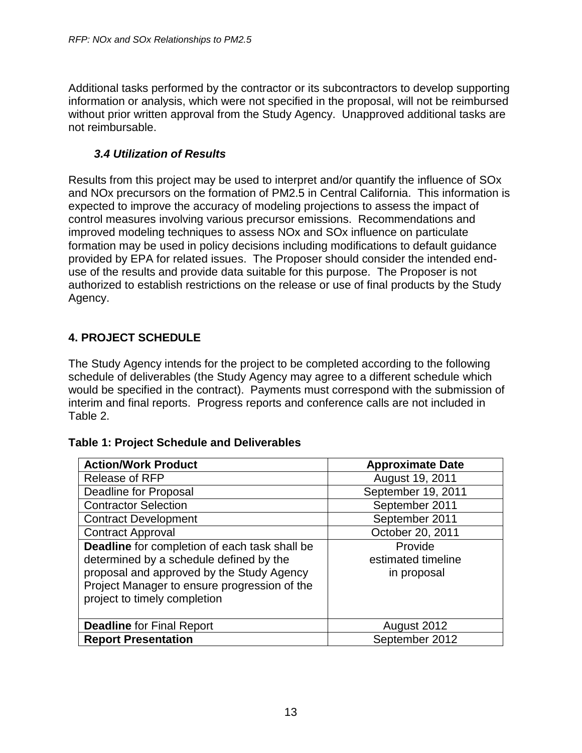Additional tasks performed by the contractor or its subcontractors to develop supporting information or analysis, which were not specified in the proposal, will not be reimbursed without prior written approval from the Study Agency. Unapproved additional tasks are not reimbursable.

### *3.4 Utilization of Results*

Results from this project may be used to interpret and/or quantify the influence of SOx and NOx precursors on the formation of PM2.5 in Central California. This information is expected to improve the accuracy of modeling projections to assess the impact of control measures involving various precursor emissions. Recommendations and improved modeling techniques to assess NOx and SOx influence on particulate formation may be used in policy decisions including modifications to default guidance provided by EPA for related issues. The Proposer should consider the intended end-use of the results and provide data suitable for this purpose. The Proposer is not authorized to establish restrictions on the release or use of final products by the Study Agency.

## 4. PROJECT SCHEDULE

The Study Agency intends for the project to be completed according to the following schedule of deliverables (the Study Agency may agree to a different schedule which would be specified in the contract). Payments must correspond with the submission of interim and final reports. Progress reports and conference calls are not included in Table 2.

**Table 1: Project Schedule and Deliverables**

| Action/Work Product | Approximate Date |
|---|---|
| Release of RFP | August 19, 2011 |
| Deadline for Proposal | September 19, 2011 |
| Contractor Selection | September 2011 |
| Contract Development | September 2011 |
| Contract Approval | October 20, 2011 |
| **Deadline** for completion of each task shall be determined by a schedule defined by the proposal and approved by the Study Agency Project Manager to ensure progression of the project to timely completion | Provide estimated timeline in proposal |
| **Deadline** for Final Report | August 2012 |
| **Report Presentation** | September 2012 |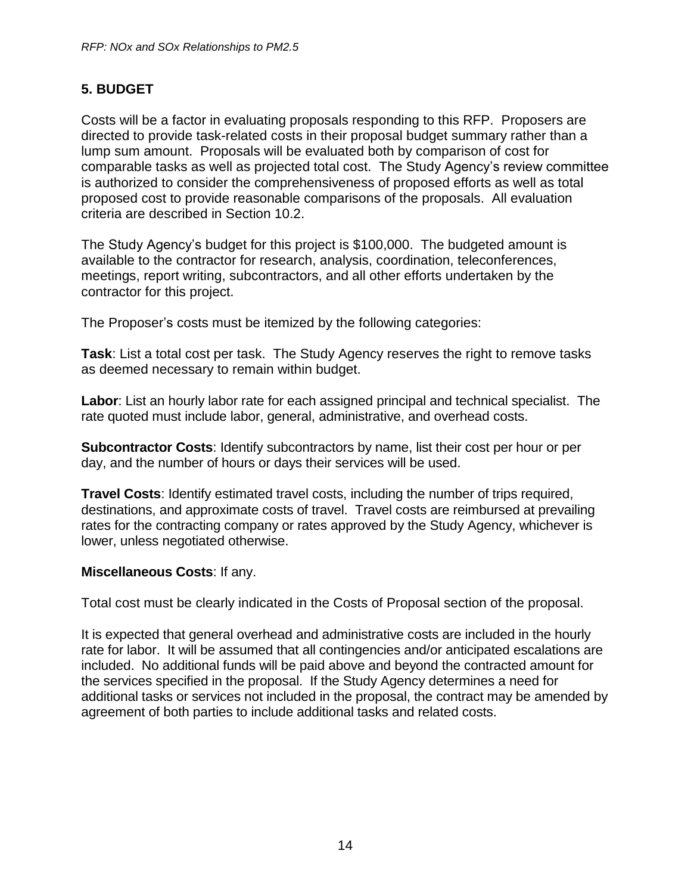## 5. BUDGET

Costs will be a factor in evaluating proposals responding to this RFP. Proposers are directed to provide task-related costs in their proposal budget summary rather than a lump sum amount. Proposals will be evaluated both by comparison of cost for comparable tasks as well as projected total cost. The Study Agency's review committee is authorized to consider the comprehensiveness of proposed efforts as well as total proposed cost to provide reasonable comparisons of the proposals. All evaluation criteria are described in Section 10.2.

The Study Agency's budget for this project is $100,000. The budgeted amount is available to the contractor for research, analysis, coordination, teleconferences, meetings, report writing, subcontractors, and all other efforts undertaken by the contractor for this project.

The Proposer's costs must be itemized by the following categories:

**Task**: List a total cost per task. The Study Agency reserves the right to remove tasks as deemed necessary to remain within budget.

**Labor**: List an hourly labor rate for each assigned principal and technical specialist. The rate quoted must include labor, general, administrative, and overhead costs.

**Subcontractor Costs**: Identify subcontractors by name, list their cost per hour or per day, and the number of hours or days their services will be used.

**Travel Costs**: Identify estimated travel costs, including the number of trips required, destinations, and approximate costs of travel. Travel costs are reimbursed at prevailing rates for the contracting company or rates approved by the Study Agency, whichever is lower, unless negotiated otherwise.

**Miscellaneous Costs**: If any.

Total cost must be clearly indicated in the Costs of Proposal section of the proposal.

It is expected that general overhead and administrative costs are included in the hourly rate for labor. It will be assumed that all contingencies and/or anticipated escalations are included. No additional funds will be paid above and beyond the contracted amount for the services specified in the proposal. If the Study Agency determines a need for additional tasks or services not included in the proposal, the contract may be amended by agreement of both parties to include additional tasks and related costs.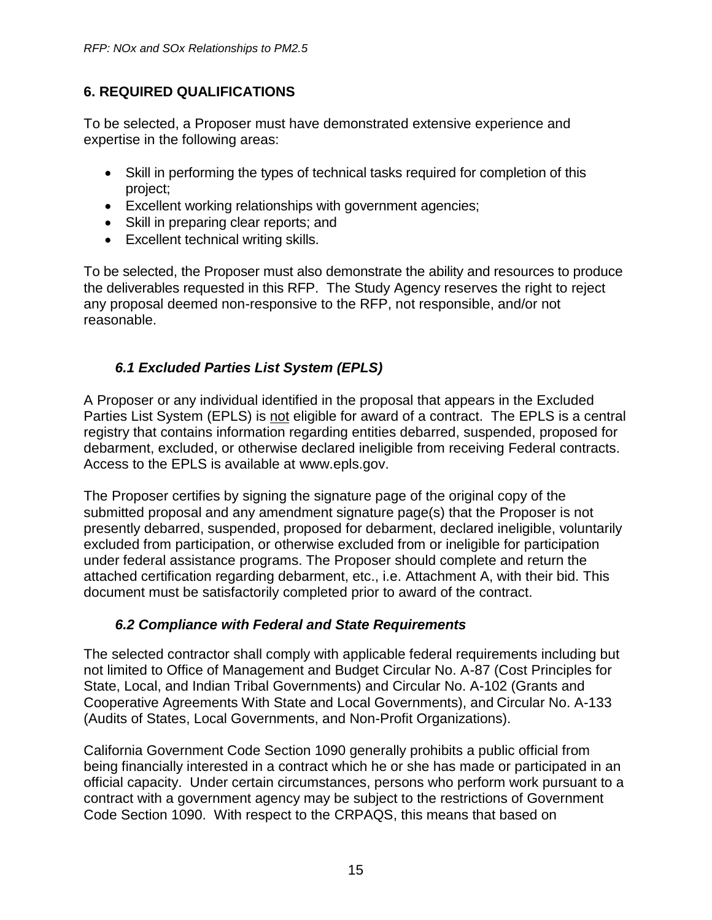## 6. REQUIRED QUALIFICATIONS

To be selected, a Proposer must have demonstrated extensive experience and expertise in the following areas:

- Skill in performing the types of technical tasks required for completion of this project;
- Excellent working relationships with government agencies;
- Skill in preparing clear reports; and
- Excellent technical writing skills.

To be selected, the Proposer must also demonstrate the ability and resources to produce the deliverables requested in this RFP. The Study Agency reserves the right to reject any proposal deemed non-responsive to the RFP, not responsible, and/or not reasonable.

### *6.1 Excluded Parties List System (EPLS)*

A Proposer or any individual identified in the proposal that appears in the Excluded Parties List System (EPLS) is not eligible for award of a contract. The EPLS is a central registry that contains information regarding entities debarred, suspended, proposed for debarment, excluded, or otherwise declared ineligible from receiving Federal contracts. Access to the EPLS is available at www.epls.gov.

The Proposer certifies by signing the signature page of the original copy of the submitted proposal and any amendment signature page(s) that the Proposer is not presently debarred, suspended, proposed for debarment, declared ineligible, voluntarily excluded from participation, or otherwise excluded from or ineligible for participation under federal assistance programs. The Proposer should complete and return the attached certification regarding debarment, etc., i.e. Attachment A, with their bid. This document must be satisfactorily completed prior to award of the contract.

### *6.2 Compliance with Federal and State Requirements*

The selected contractor shall comply with applicable federal requirements including but not limited to Office of Management and Budget Circular No. A-87 (Cost Principles for State, Local, and Indian Tribal Governments) and Circular No. A-102 (Grants and Cooperative Agreements With State and Local Governments), and Circular No. A-133 (Audits of States, Local Governments, and Non-Profit Organizations).

California Government Code Section 1090 generally prohibits a public official from being financially interested in a contract which he or she has made or participated in an official capacity. Under certain circumstances, persons who perform work pursuant to a contract with a government agency may be subject to the restrictions of Government Code Section 1090. With respect to the CRPAQS, this means that based on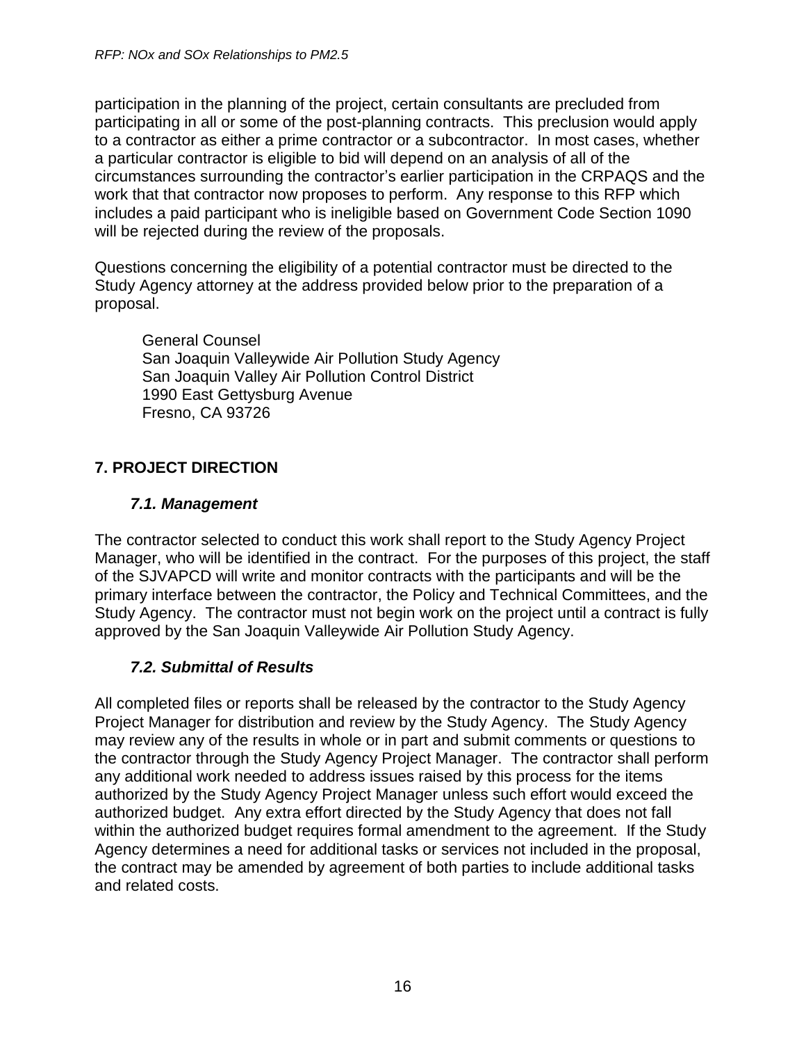participation in the planning of the project, certain consultants are precluded from participating in all or some of the post-planning contracts. This preclusion would apply to a contractor as either a prime contractor or a subcontractor. In most cases, whether a particular contractor is eligible to bid will depend on an analysis of all of the circumstances surrounding the contractor's earlier participation in the CRPAQS and the work that that contractor now proposes to perform. Any response to this RFP which includes a paid participant who is ineligible based on Government Code Section 1090 will be rejected during the review of the proposals.

Questions concerning the eligibility of a potential contractor must be directed to the Study Agency attorney at the address provided below prior to the preparation of a proposal.

General Counsel
San Joaquin Valleywide Air Pollution Study Agency
San Joaquin Valley Air Pollution Control District
1990 East Gettysburg Avenue
Fresno, CA 93726

## 7. PROJECT DIRECTION

### *7.1. Management*

The contractor selected to conduct this work shall report to the Study Agency Project Manager, who will be identified in the contract. For the purposes of this project, the staff of the SJVAPCD will write and monitor contracts with the participants and will be the primary interface between the contractor, the Policy and Technical Committees, and the Study Agency. The contractor must not begin work on the project until a contract is fully approved by the San Joaquin Valleywide Air Pollution Study Agency.

### *7.2. Submittal of Results*

All completed files or reports shall be released by the contractor to the Study Agency Project Manager for distribution and review by the Study Agency. The Study Agency may review any of the results in whole or in part and submit comments or questions to the contractor through the Study Agency Project Manager. The contractor shall perform any additional work needed to address issues raised by this process for the items authorized by the Study Agency Project Manager unless such effort would exceed the authorized budget. Any extra effort directed by the Study Agency that does not fall within the authorized budget requires formal amendment to the agreement. If the Study Agency determines a need for additional tasks or services not included in the proposal, the contract may be amended by agreement of both parties to include additional tasks and related costs.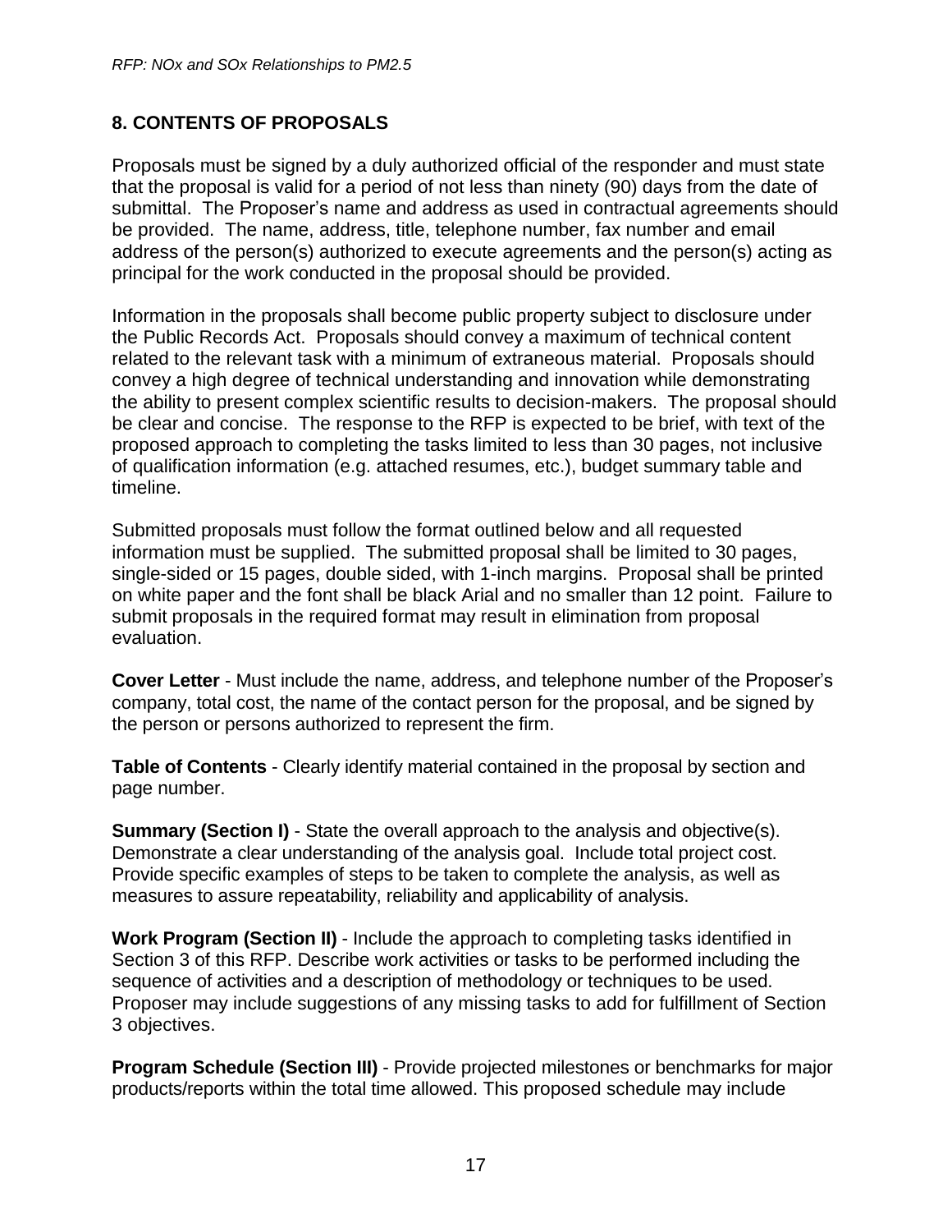## 8. CONTENTS OF PROPOSALS

Proposals must be signed by a duly authorized official of the responder and must state that the proposal is valid for a period of not less than ninety (90) days from the date of submittal. The Proposer's name and address as used in contractual agreements should be provided. The name, address, title, telephone number, fax number and email address of the person(s) authorized to execute agreements and the person(s) acting as principal for the work conducted in the proposal should be provided.

Information in the proposals shall become public property subject to disclosure under the Public Records Act. Proposals should convey a maximum of technical content related to the relevant task with a minimum of extraneous material. Proposals should convey a high degree of technical understanding and innovation while demonstrating the ability to present complex scientific results to decision-makers. The proposal should be clear and concise. The response to the RFP is expected to be brief, with text of the proposed approach to completing the tasks limited to less than 30 pages, not inclusive of qualification information (e.g. attached resumes, etc.), budget summary table and timeline.

Submitted proposals must follow the format outlined below and all requested information must be supplied. The submitted proposal shall be limited to 30 pages, single-sided or 15 pages, double sided, with 1-inch margins. Proposal shall be printed on white paper and the font shall be black Arial and no smaller than 12 point. Failure to submit proposals in the required format may result in elimination from proposal evaluation.

**Cover Letter** - Must include the name, address, and telephone number of the Proposer's company, total cost, the name of the contact person for the proposal, and be signed by the person or persons authorized to represent the firm.

**Table of Contents** - Clearly identify material contained in the proposal by section and page number.

**Summary (Section I)** - State the overall approach to the analysis and objective(s). Demonstrate a clear understanding of the analysis goal. Include total project cost. Provide specific examples of steps to be taken to complete the analysis, as well as measures to assure repeatability, reliability and applicability of analysis.

**Work Program (Section II)** - Include the approach to completing tasks identified in Section 3 of this RFP. Describe work activities or tasks to be performed including the sequence of activities and a description of methodology or techniques to be used. Proposer may include suggestions of any missing tasks to add for fulfillment of Section 3 objectives.

**Program Schedule (Section III)** - Provide projected milestones or benchmarks for major products/reports within the total time allowed. This proposed schedule may include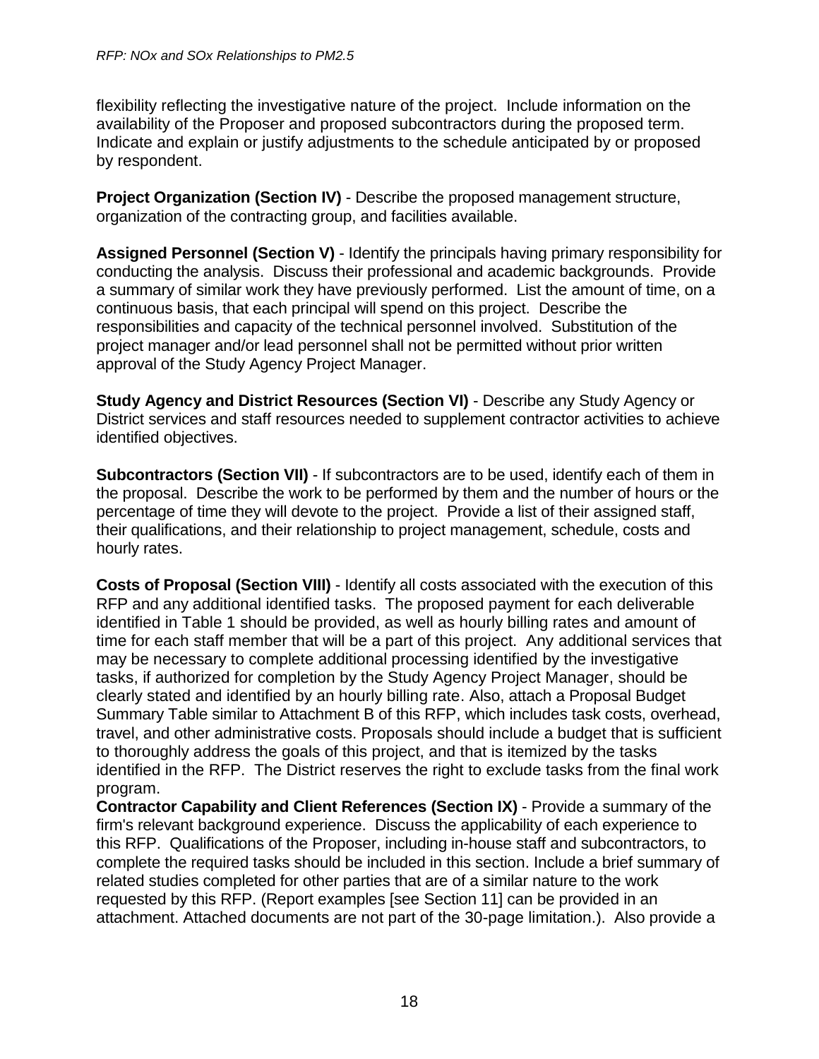flexibility reflecting the investigative nature of the project. Include information on the availability of the Proposer and proposed subcontractors during the proposed term. Indicate and explain or justify adjustments to the schedule anticipated by or proposed by respondent.

**Project Organization (Section IV)** - Describe the proposed management structure, organization of the contracting group, and facilities available.

**Assigned Personnel (Section V)** - Identify the principals having primary responsibility for conducting the analysis. Discuss their professional and academic backgrounds. Provide a summary of similar work they have previously performed. List the amount of time, on a continuous basis, that each principal will spend on this project. Describe the responsibilities and capacity of the technical personnel involved. Substitution of the project manager and/or lead personnel shall not be permitted without prior written approval of the Study Agency Project Manager.

**Study Agency and District Resources (Section VI)** - Describe any Study Agency or District services and staff resources needed to supplement contractor activities to achieve identified objectives.

**Subcontractors (Section VII)** - If subcontractors are to be used, identify each of them in the proposal. Describe the work to be performed by them and the number of hours or the percentage of time they will devote to the project. Provide a list of their assigned staff, their qualifications, and their relationship to project management, schedule, costs and hourly rates.

**Costs of Proposal (Section VIII)** - Identify all costs associated with the execution of this RFP and any additional identified tasks. The proposed payment for each deliverable identified in Table 1 should be provided, as well as hourly billing rates and amount of time for each staff member that will be a part of this project. Any additional services that may be necessary to complete additional processing identified by the investigative tasks, if authorized for completion by the Study Agency Project Manager, should be clearly stated and identified by an hourly billing rate. Also, attach a Proposal Budget Summary Table similar to Attachment B of this RFP, which includes task costs, overhead, travel, and other administrative costs. Proposals should include a budget that is sufficient to thoroughly address the goals of this project, and that is itemized by the tasks identified in the RFP. The District reserves the right to exclude tasks from the final work program.

**Contractor Capability and Client References (Section IX)** - Provide a summary of the firm's relevant background experience. Discuss the applicability of each experience to this RFP. Qualifications of the Proposer, including in-house staff and subcontractors, to complete the required tasks should be included in this section. Include a brief summary of related studies completed for other parties that are of a similar nature to the work requested by this RFP. (Report examples [see Section 11] can be provided in an attachment. Attached documents are not part of the 30-page limitation.). Also provide a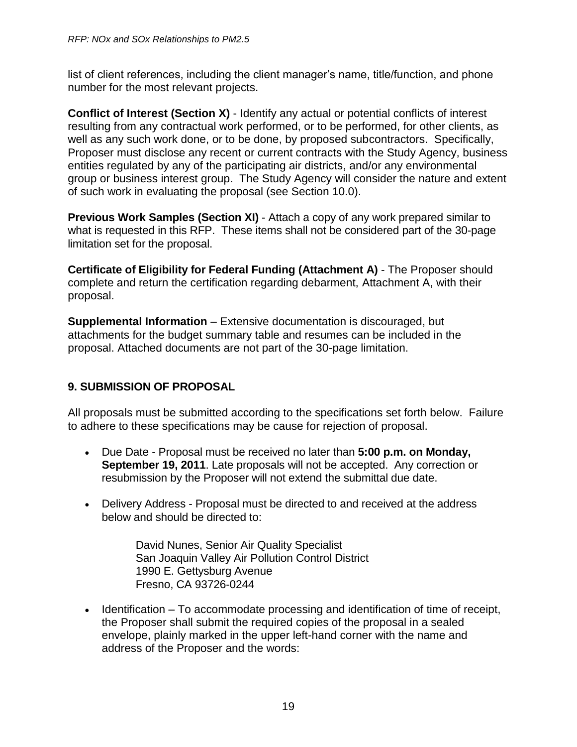list of client references, including the client manager's name, title/function, and phone number for the most relevant projects.

**Conflict of Interest (Section X)** - Identify any actual or potential conflicts of interest resulting from any contractual work performed, or to be performed, for other clients, as well as any such work done, or to be done, by proposed subcontractors. Specifically, Proposer must disclose any recent or current contracts with the Study Agency, business entities regulated by any of the participating air districts, and/or any environmental group or business interest group. The Study Agency will consider the nature and extent of such work in evaluating the proposal (see Section 10.0).

**Previous Work Samples (Section XI)** - Attach a copy of any work prepared similar to what is requested in this RFP. These items shall not be considered part of the 30-page limitation set for the proposal.

**Certificate of Eligibility for Federal Funding (Attachment A)** - The Proposer should complete and return the certification regarding debarment, Attachment A, with their proposal.

**Supplemental Information** – Extensive documentation is discouraged, but attachments for the budget summary table and resumes can be included in the proposal. Attached documents are not part of the 30-page limitation.

## 9. SUBMISSION OF PROPOSAL

All proposals must be submitted according to the specifications set forth below. Failure to adhere to these specifications may be cause for rejection of proposal.

- Due Date - Proposal must be received no later than **5:00 p.m. on Monday, September 19, 2011**. Late proposals will not be accepted. Any correction or resubmission by the Proposer will not extend the submittal due date.
- Delivery Address - Proposal must be directed to and received at the address below and should be directed to:

  David Nunes, Senior Air Quality Specialist
  San Joaquin Valley Air Pollution Control District
  1990 E. Gettysburg Avenue
  Fresno, CA 93726-0244

- Identification – To accommodate processing and identification of time of receipt, the Proposer shall submit the required copies of the proposal in a sealed envelope, plainly marked in the upper left-hand corner with the name and address of the Proposer and the words: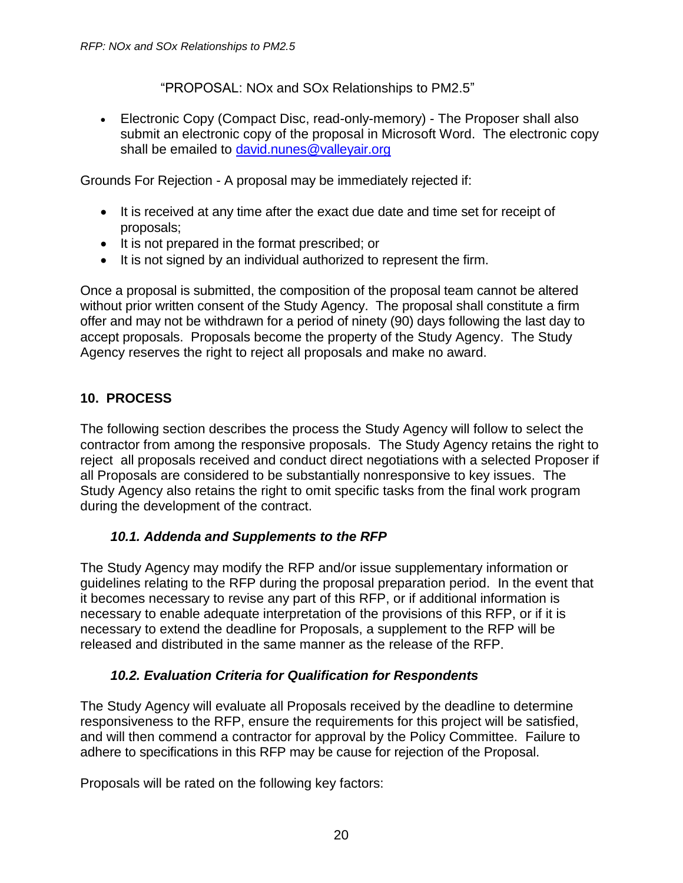"PROPOSAL: NOx and SOx Relationships to PM2.5"

- Electronic Copy (Compact Disc, read-only-memory) - The Proposer shall also submit an electronic copy of the proposal in Microsoft Word. The electronic copy shall be emailed to david.nunes@valleyair.org

Grounds For Rejection - A proposal may be immediately rejected if:

- It is received at any time after the exact due date and time set for receipt of proposals;
- It is not prepared in the format prescribed; or
- It is not signed by an individual authorized to represent the firm.

Once a proposal is submitted, the composition of the proposal team cannot be altered without prior written consent of the Study Agency. The proposal shall constitute a firm offer and may not be withdrawn for a period of ninety (90) days following the last day to accept proposals. Proposals become the property of the Study Agency. The Study Agency reserves the right to reject all proposals and make no award.

## 10. PROCESS

The following section describes the process the Study Agency will follow to select the contractor from among the responsive proposals. The Study Agency retains the right to reject all proposals received and conduct direct negotiations with a selected Proposer if all Proposals are considered to be substantially nonresponsive to key issues. The Study Agency also retains the right to omit specific tasks from the final work program during the development of the contract.

### *10.1. Addenda and Supplements to the RFP*

The Study Agency may modify the RFP and/or issue supplementary information or guidelines relating to the RFP during the proposal preparation period. In the event that it becomes necessary to revise any part of this RFP, or if additional information is necessary to enable adequate interpretation of the provisions of this RFP, or if it is necessary to extend the deadline for Proposals, a supplement to the RFP will be released and distributed in the same manner as the release of the RFP.

### *10.2. Evaluation Criteria for Qualification for Respondents*

The Study Agency will evaluate all Proposals received by the deadline to determine responsiveness to the RFP, ensure the requirements for this project will be satisfied, and will then commend a contractor for approval by the Policy Committee. Failure to adhere to specifications in this RFP may be cause for rejection of the Proposal.

Proposals will be rated on the following key factors: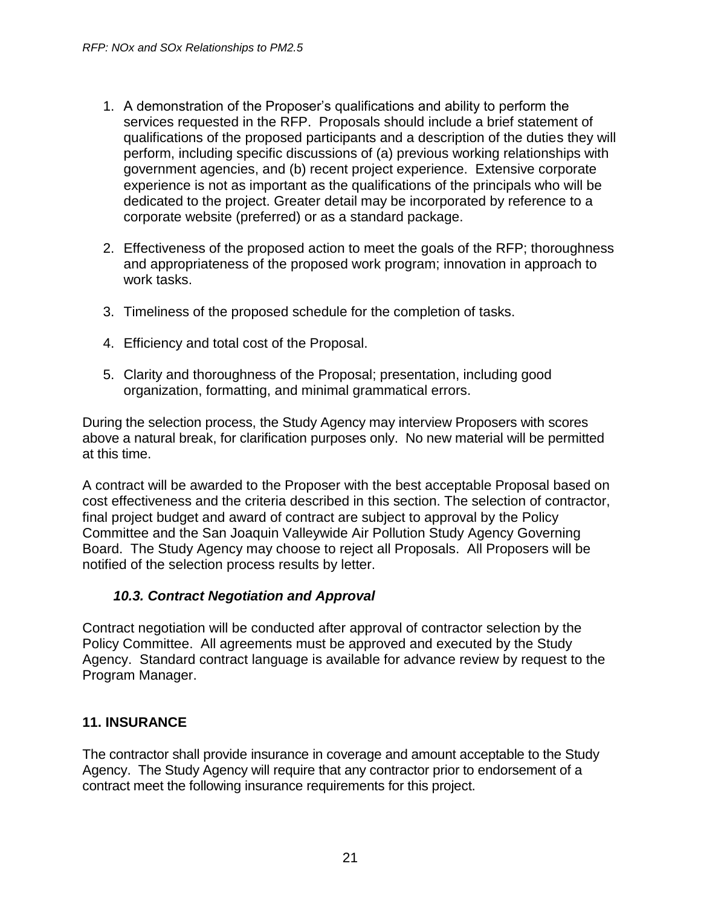1. A demonstration of the Proposer's qualifications and ability to perform the services requested in the RFP. Proposals should include a brief statement of qualifications of the proposed participants and a description of the duties they will perform, including specific discussions of (a) previous working relationships with government agencies, and (b) recent project experience. Extensive corporate experience is not as important as the qualifications of the principals who will be dedicated to the project. Greater detail may be incorporated by reference to a corporate website (preferred) or as a standard package.

2. Effectiveness of the proposed action to meet the goals of the RFP; thoroughness and appropriateness of the proposed work program; innovation in approach to work tasks.

3. Timeliness of the proposed schedule for the completion of tasks.

4. Efficiency and total cost of the Proposal.

5. Clarity and thoroughness of the Proposal; presentation, including good organization, formatting, and minimal grammatical errors.

During the selection process, the Study Agency may interview Proposers with scores above a natural break, for clarification purposes only. No new material will be permitted at this time.

A contract will be awarded to the Proposer with the best acceptable Proposal based on cost effectiveness and the criteria described in this section. The selection of contractor, final project budget and award of contract are subject to approval by the Policy Committee and the San Joaquin Valleywide Air Pollution Study Agency Governing Board. The Study Agency may choose to reject all Proposals. All Proposers will be notified of the selection process results by letter.

### *10.3. Contract Negotiation and Approval*

Contract negotiation will be conducted after approval of contractor selection by the Policy Committee. All agreements must be approved and executed by the Study Agency. Standard contract language is available for advance review by request to the Program Manager.

## 11. INSURANCE

The contractor shall provide insurance in coverage and amount acceptable to the Study Agency. The Study Agency will require that any contractor prior to endorsement of a contract meet the following insurance requirements for this project.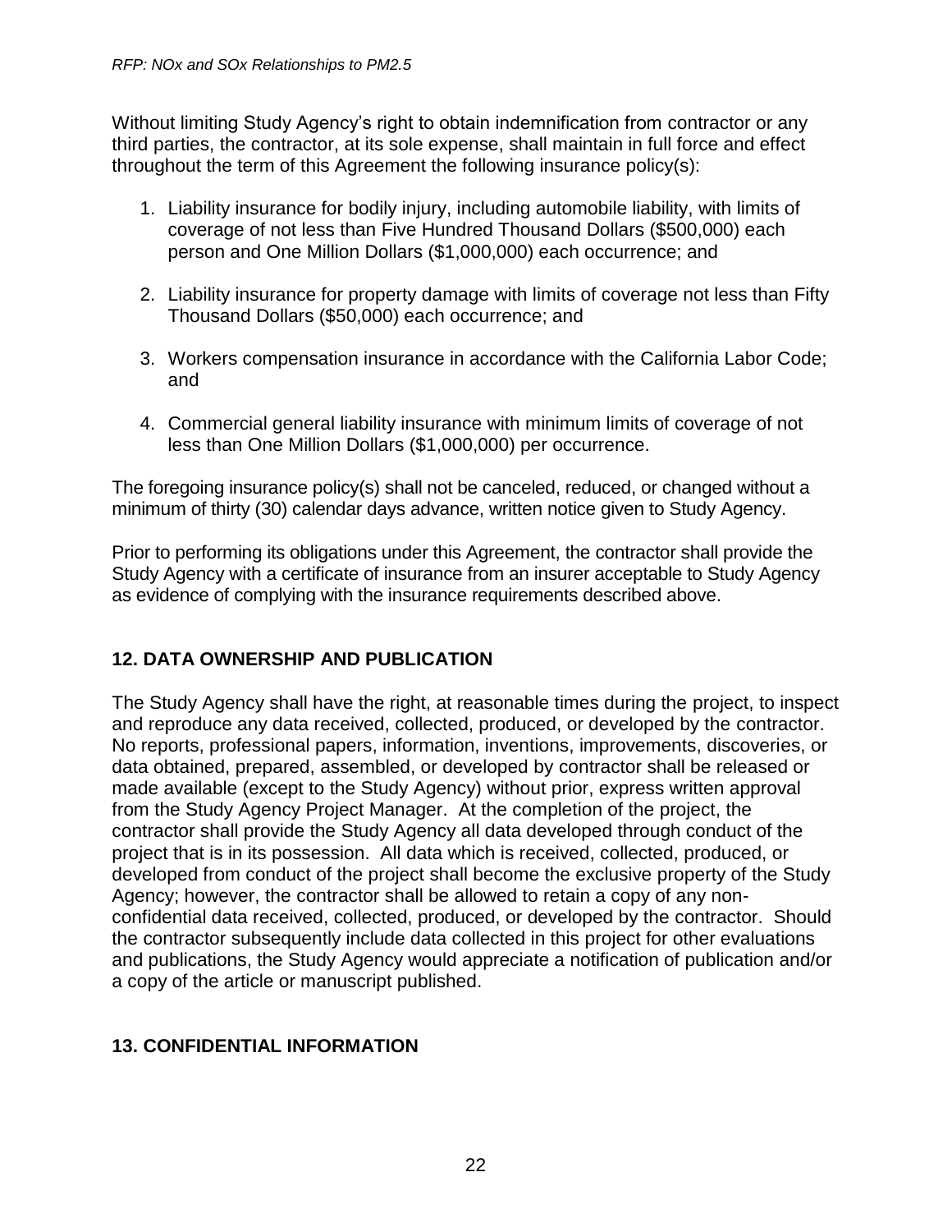Without limiting Study Agency's right to obtain indemnification from contractor or any third parties, the contractor, at its sole expense, shall maintain in full force and effect throughout the term of this Agreement the following insurance policy(s):

1. Liability insurance for bodily injury, including automobile liability, with limits of coverage of not less than Five Hundred Thousand Dollars ($500,000) each person and One Million Dollars ($1,000,000) each occurrence; and

2. Liability insurance for property damage with limits of coverage not less than Fifty Thousand Dollars ($50,000) each occurrence; and

3. Workers compensation insurance in accordance with the California Labor Code; and

4. Commercial general liability insurance with minimum limits of coverage of not less than One Million Dollars ($1,000,000) per occurrence.

The foregoing insurance policy(s) shall not be canceled, reduced, or changed without a minimum of thirty (30) calendar days advance, written notice given to Study Agency.

Prior to performing its obligations under this Agreement, the contractor shall provide the Study Agency with a certificate of insurance from an insurer acceptable to Study Agency as evidence of complying with the insurance requirements described above.

## 12. DATA OWNERSHIP AND PUBLICATION

The Study Agency shall have the right, at reasonable times during the project, to inspect and reproduce any data received, collected, produced, or developed by the contractor. No reports, professional papers, information, inventions, improvements, discoveries, or data obtained, prepared, assembled, or developed by contractor shall be released or made available (except to the Study Agency) without prior, express written approval from the Study Agency Project Manager. At the completion of the project, the contractor shall provide the Study Agency all data developed through conduct of the project that is in its possession. All data which is received, collected, produced, or developed from conduct of the project shall become the exclusive property of the Study Agency; however, the contractor shall be allowed to retain a copy of any non-confidential data received, collected, produced, or developed by the contractor. Should the contractor subsequently include data collected in this project for other evaluations and publications, the Study Agency would appreciate a notification of publication and/or a copy of the article or manuscript published.

## 13. CONFIDENTIAL INFORMATION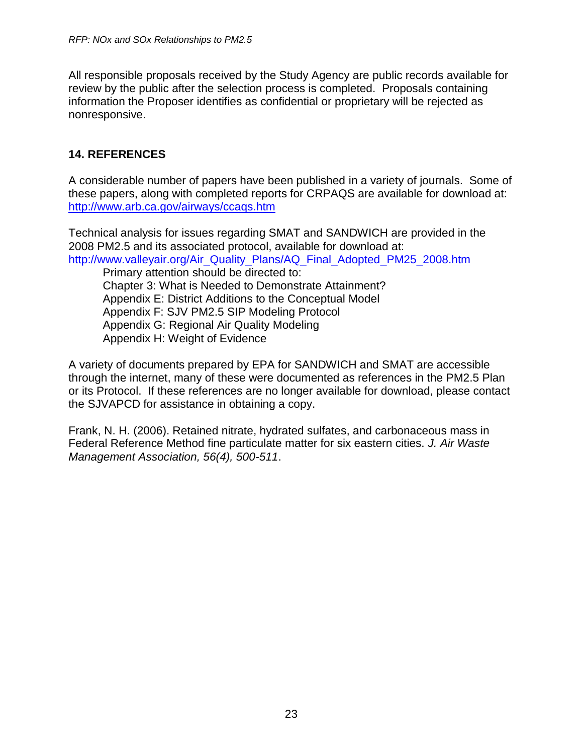All responsible proposals received by the Study Agency are public records available for review by the public after the selection process is completed. Proposals containing information the Proposer identifies as confidential or proprietary will be rejected as nonresponsive.

## 14. REFERENCES

A considerable number of papers have been published in a variety of journals. Some of these papers, along with completed reports for CRPAQS are available for download at: [http://www.arb.ca.gov/airways/ccaqs.htm](http://www.arb.ca.gov/airways/ccaqs.htm)

Technical analysis for issues regarding SMAT and SANDWICH are provided in the 2008 PM2.5 and its associated protocol, available for download at: [http://www.valleyair.org/Air_Quality_Plans/AQ_Final_Adopted_PM25_2008.htm](http://www.valleyair.org/Air_Quality_Plans/AQ_Final_Adopted_PM25_2008.htm)

Primary attention should be directed to:
Chapter 3: What is Needed to Demonstrate Attainment?
Appendix E: District Additions to the Conceptual Model
Appendix F: SJV PM2.5 SIP Modeling Protocol
Appendix G: Regional Air Quality Modeling
Appendix H: Weight of Evidence

A variety of documents prepared by EPA for SANDWICH and SMAT are accessible through the internet, many of these were documented as references in the PM2.5 Plan or its Protocol. If these references are no longer available for download, please contact the SJVAPCD for assistance in obtaining a copy.

Frank, N. H. (2006). Retained nitrate, hydrated sulfates, and carbonaceous mass in Federal Reference Method fine particulate matter for six eastern cities. *J. Air Waste Management Association, 56(4), 500-511*.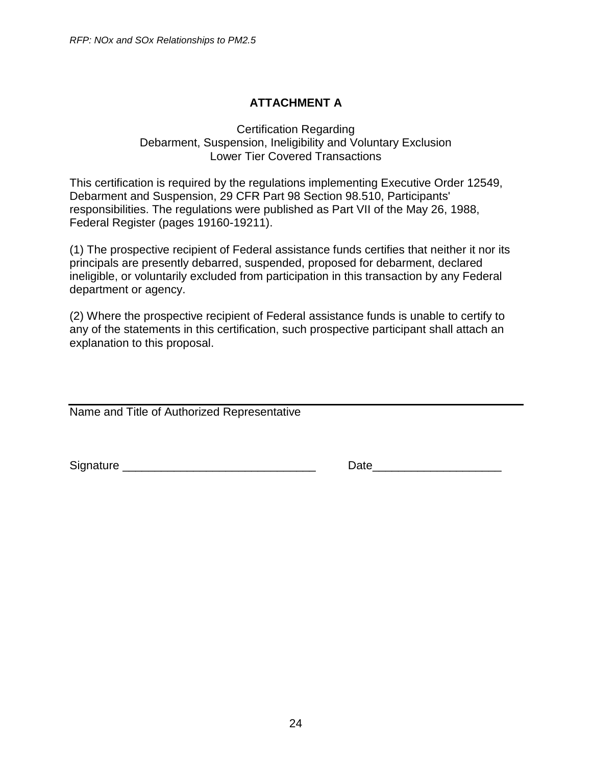# ATTACHMENT A

Certification Regarding
Debarment, Suspension, Ineligibility and Voluntary Exclusion
Lower Tier Covered Transactions

This certification is required by the regulations implementing Executive Order 12549, Debarment and Suspension, 29 CFR Part 98 Section 98.510, Participants' responsibilities. The regulations were published as Part VII of the May 26, 1988, Federal Register (pages 19160-19211).

(1) The prospective recipient of Federal assistance funds certifies that neither it nor its principals are presently debarred, suspended, proposed for debarment, declared ineligible, or voluntarily excluded from participation in this transaction by any Federal department or agency.

(2) Where the prospective recipient of Federal assistance funds is unable to certify to any of the statements in this certification, such prospective participant shall attach an explanation to this proposal.

______________________________________________________________
Name and Title of Authorized Representative

Signature ______________________________ Date___________________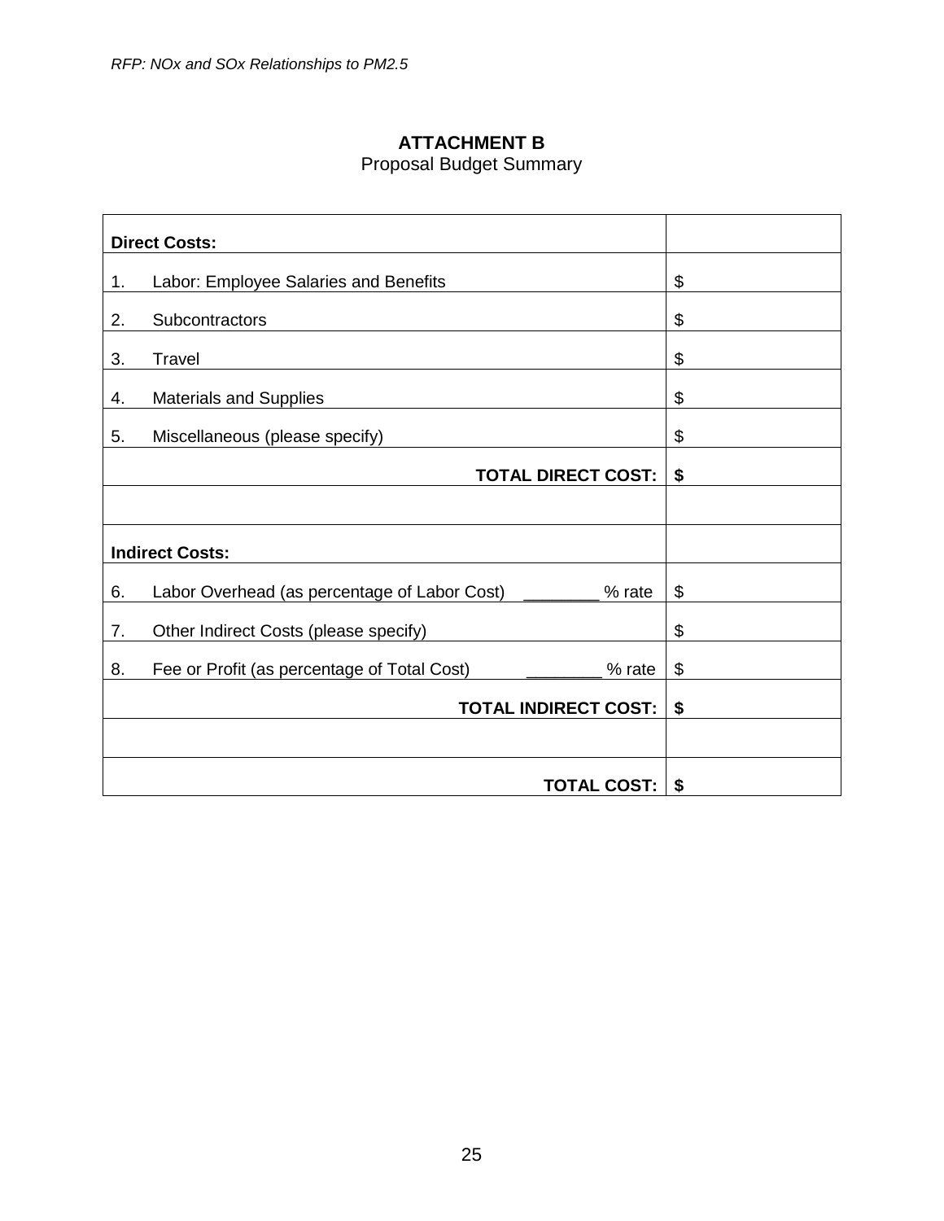# ATTACHMENT B

Proposal Budget Summary

| **Direct Costs:** | |
|---|---|
| 1. Labor: Employee Salaries and Benefits | $ |
| 2. Subcontractors | $ |
| 3. Travel | $ |
| 4. Materials and Supplies | $ |
| 5. Miscellaneous (please specify) | $ |
| **TOTAL DIRECT COST:** | **$** |
| | |
| **Indirect Costs:** | |
| 6. Labor Overhead (as percentage of Labor Cost) ________ % rate | $ |
| 7. Other Indirect Costs (please specify) | $ |
| 8. Fee or Profit (as percentage of Total Cost) ________ % rate | $ |
| **TOTAL INDIRECT COST:** | **$** |
| | |
| **TOTAL COST:** | **$** |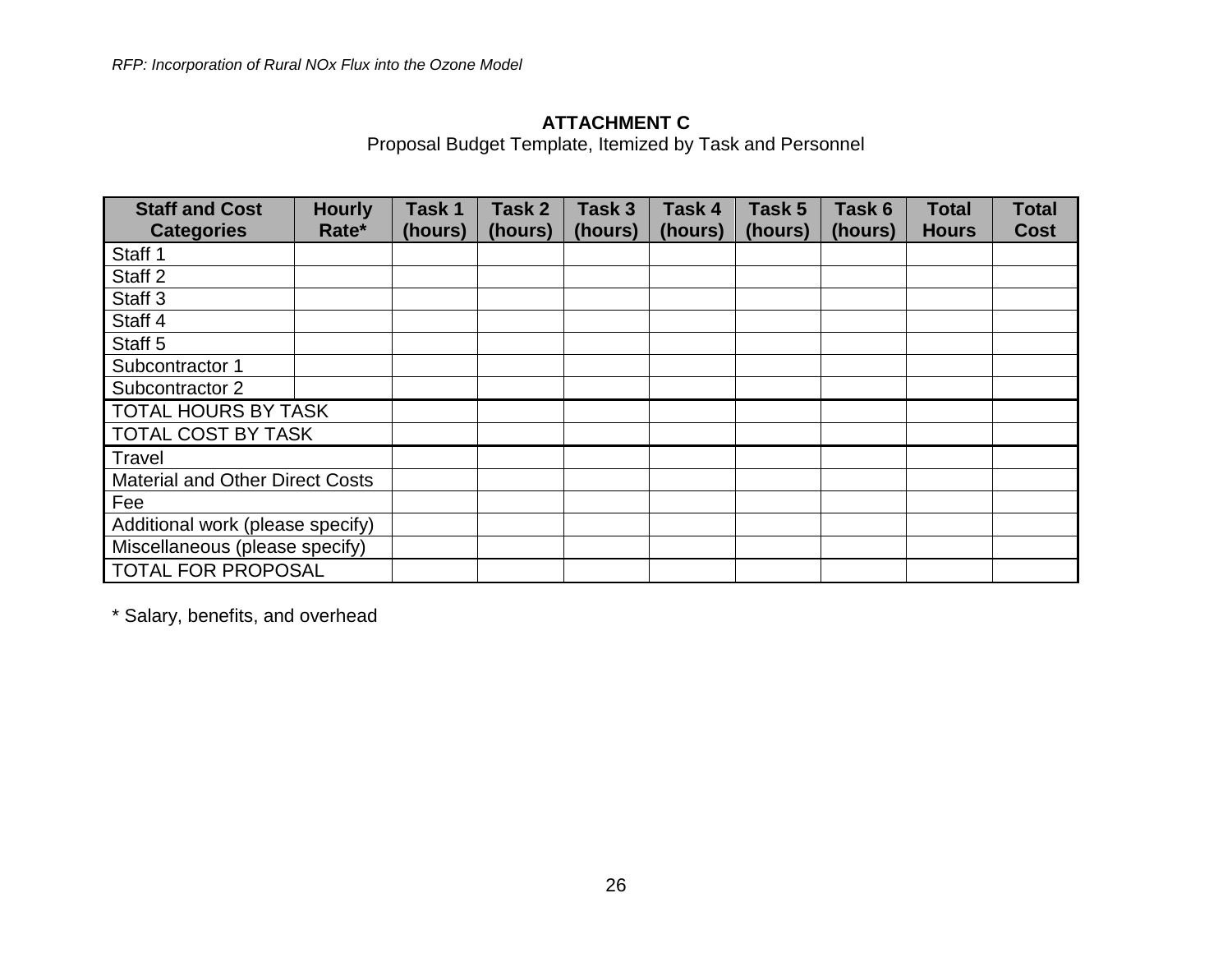**ATTACHMENT C**

Proposal Budget Template, Itemized by Task and Personnel

| Staff and Cost Categories | Hourly Rate* | Task 1 (hours) | Task 2 (hours) | Task 3 (hours) | Task 4 (hours) | Task 5 (hours) | Task 6 (hours) | Total Hours | Total Cost |
|---|---|---|---|---|---|---|---|---|---|
| Staff 1 | | | | | | | | | |
| Staff 2 | | | | | | | | | |
| Staff 3 | | | | | | | | | |
| Staff 4 | | | | | | | | | |
| Staff 5 | | | | | | | | | |
| Subcontractor 1 | | | | | | | | | |
| Subcontractor 2 | | | | | | | | | |
| TOTAL HOURS BY TASK | | | | | | | | | |
| TOTAL COST BY TASK | | | | | | | | | |
| Travel | | | | | | | | | |
| Material and Other Direct Costs | | | | | | | | | |
| Fee | | | | | | | | | |
| Additional work (please specify) | | | | | | | | | |
| Miscellaneous (please specify) | | | | | | | | | |
| TOTAL FOR PROPOSAL | | | | | | | | | |

* Salary, benefits, and overhead